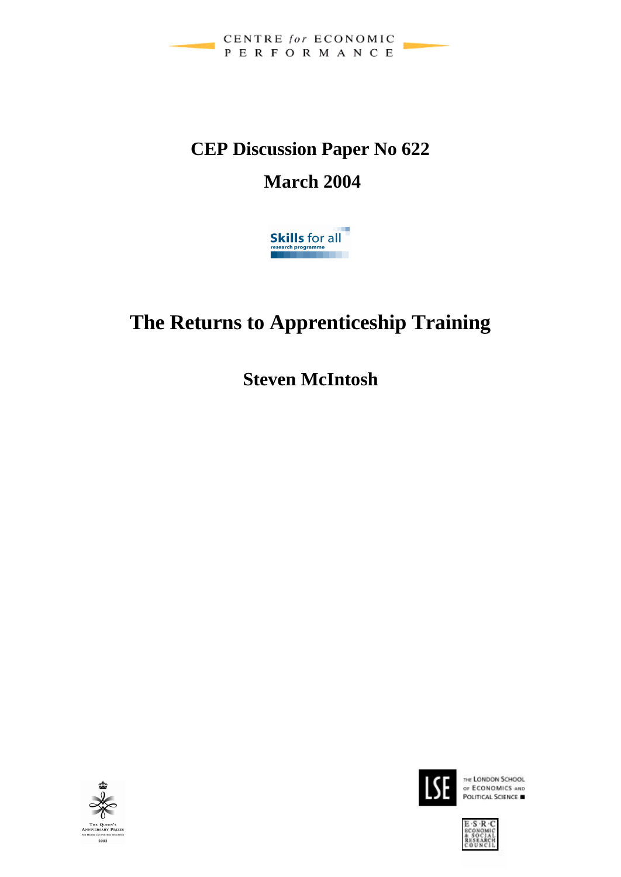CENTRE for ECONOMIC PERFORMANCE

**CEP Discussion Paper No 622**

**March 2004**

Skills for all
research programme

# The Returns to Apprenticeship Training

**Steven McIntosh**

THE QUEEN'S ANNIVERSARY PRIZES
FOR HIGHER AND FURTHER EDUCATION
2002

LSE THE LONDON SCHOOL OF ECONOMICS AND POLITICAL SCIENCE

E·S·R·C ECONOMIC & SOCIAL RESEARCH COUNCIL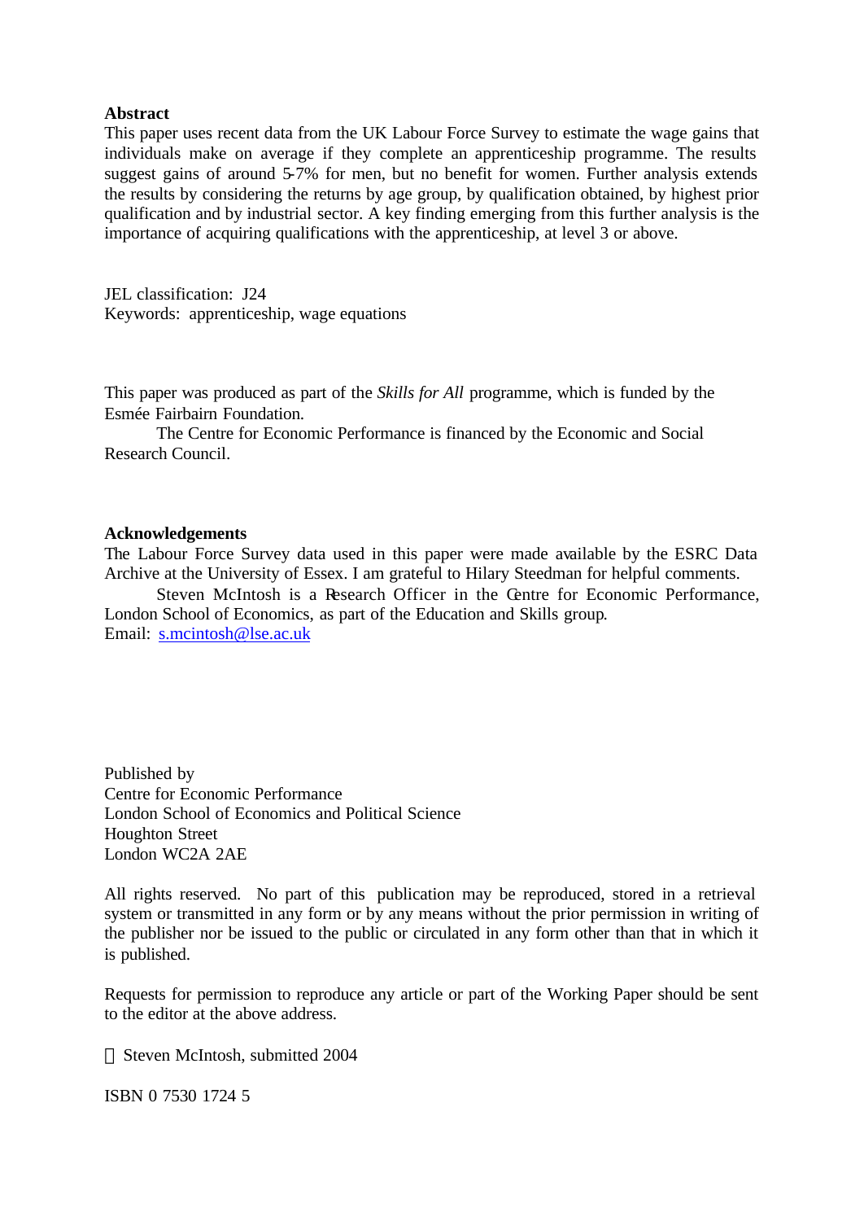**Abstract**

This paper uses recent data from the UK Labour Force Survey to estimate the wage gains that individuals make on average if they complete an apprenticeship programme. The results suggest gains of around 5-7% for men, but no benefit for women. Further analysis extends the results by considering the returns by age group, by qualification obtained, by highest prior qualification and by industrial sector. A key finding emerging from this further analysis is the importance of acquiring qualifications with the apprenticeship, at level 3 or above.

JEL classification: J24
Keywords: apprenticeship, wage equations

This paper was produced as part of the *Skills for All* programme, which is funded by the Esmée Fairbairn Foundation.

The Centre for Economic Performance is financed by the Economic and Social Research Council.

**Acknowledgements**

The Labour Force Survey data used in this paper were made available by the ESRC Data Archive at the University of Essex. I am grateful to Hilary Steedman for helpful comments.

Steven McIntosh is a Research Officer in the Centre for Economic Performance, London School of Economics, as part of the Education and Skills group.
Email: s.mcintosh@lse.ac.uk

Published by
Centre for Economic Performance
London School of Economics and Political Science
Houghton Street
London WC2A 2AE

All rights reserved. No part of this publication may be reproduced, stored in a retrieval system or transmitted in any form or by any means without the prior permission in writing of the publisher nor be issued to the public or circulated in any form other than that in which it is published.

Requests for permission to reproduce any article or part of the Working Paper should be sent to the editor at the above address.

© Steven McIntosh, submitted 2004

ISBN 0 7530 1724 5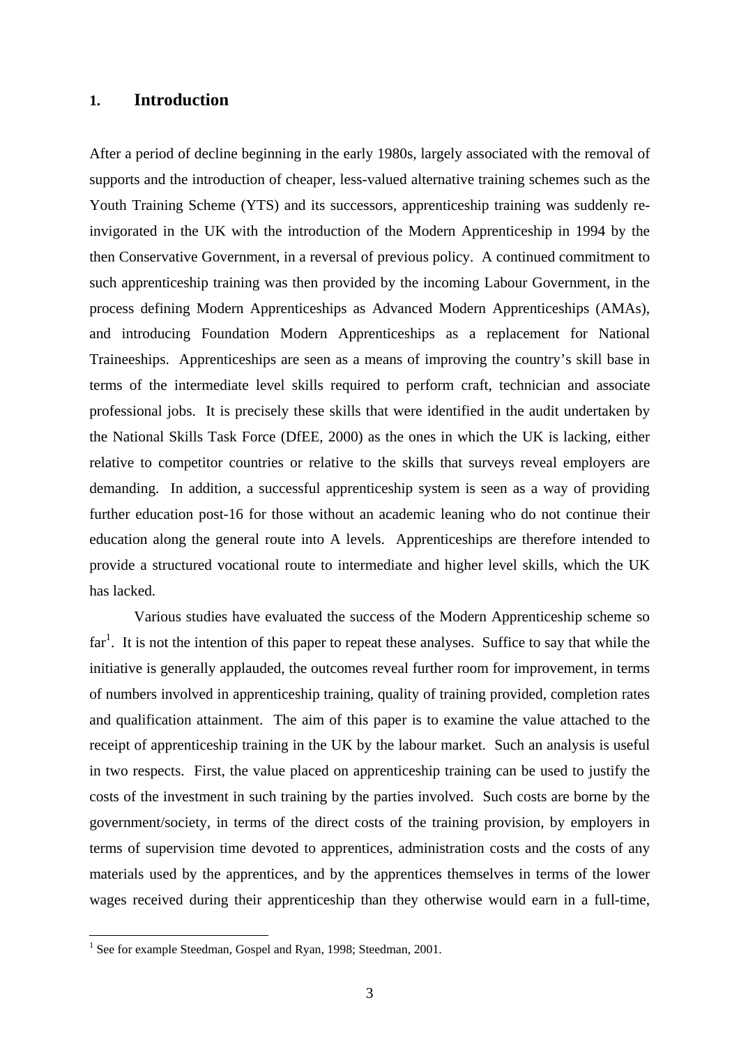# 1. Introduction

After a period of decline beginning in the early 1980s, largely associated with the removal of supports and the introduction of cheaper, less-valued alternative training schemes such as the Youth Training Scheme (YTS) and its successors, apprenticeship training was suddenly re-invigorated in the UK with the introduction of the Modern Apprenticeship in 1994 by the then Conservative Government, in a reversal of previous policy. A continued commitment to such apprenticeship training was then provided by the incoming Labour Government, in the process defining Modern Apprenticeships as Advanced Modern Apprenticeships (AMAs), and introducing Foundation Modern Apprenticeships as a replacement for National Traineeships. Apprenticeships are seen as a means of improving the country's skill base in terms of the intermediate level skills required to perform craft, technician and associate professional jobs. It is precisely these skills that were identified in the audit undertaken by the National Skills Task Force (DfEE, 2000) as the ones in which the UK is lacking, either relative to competitor countries or relative to the skills that surveys reveal employers are demanding. In addition, a successful apprenticeship system is seen as a way of providing further education post-16 for those without an academic leaning who do not continue their education along the general route into A levels. Apprenticeships are therefore intended to provide a structured vocational route to intermediate and higher level skills, which the UK has lacked.

Various studies have evaluated the success of the Modern Apprenticeship scheme so far[1]. It is not the intention of this paper to repeat these analyses. Suffice to say that while the initiative is generally applauded, the outcomes reveal further room for improvement, in terms of numbers involved in apprenticeship training, quality of training provided, completion rates and qualification attainment. The aim of this paper is to examine the value attached to the receipt of apprenticeship training in the UK by the labour market. Such an analysis is useful in two respects. First, the value placed on apprenticeship training can be used to justify the costs of the investment in such training by the parties involved. Such costs are borne by the government/society, in terms of the direct costs of the training provision, by employers in terms of supervision time devoted to apprentices, administration costs and the costs of any materials used by the apprentices, and by the apprentices themselves in terms of the lower wages received during their apprenticeship than they otherwise would earn in a full-time,

[1] See for example Steedman, Gospel and Ryan, 1998; Steedman, 2001.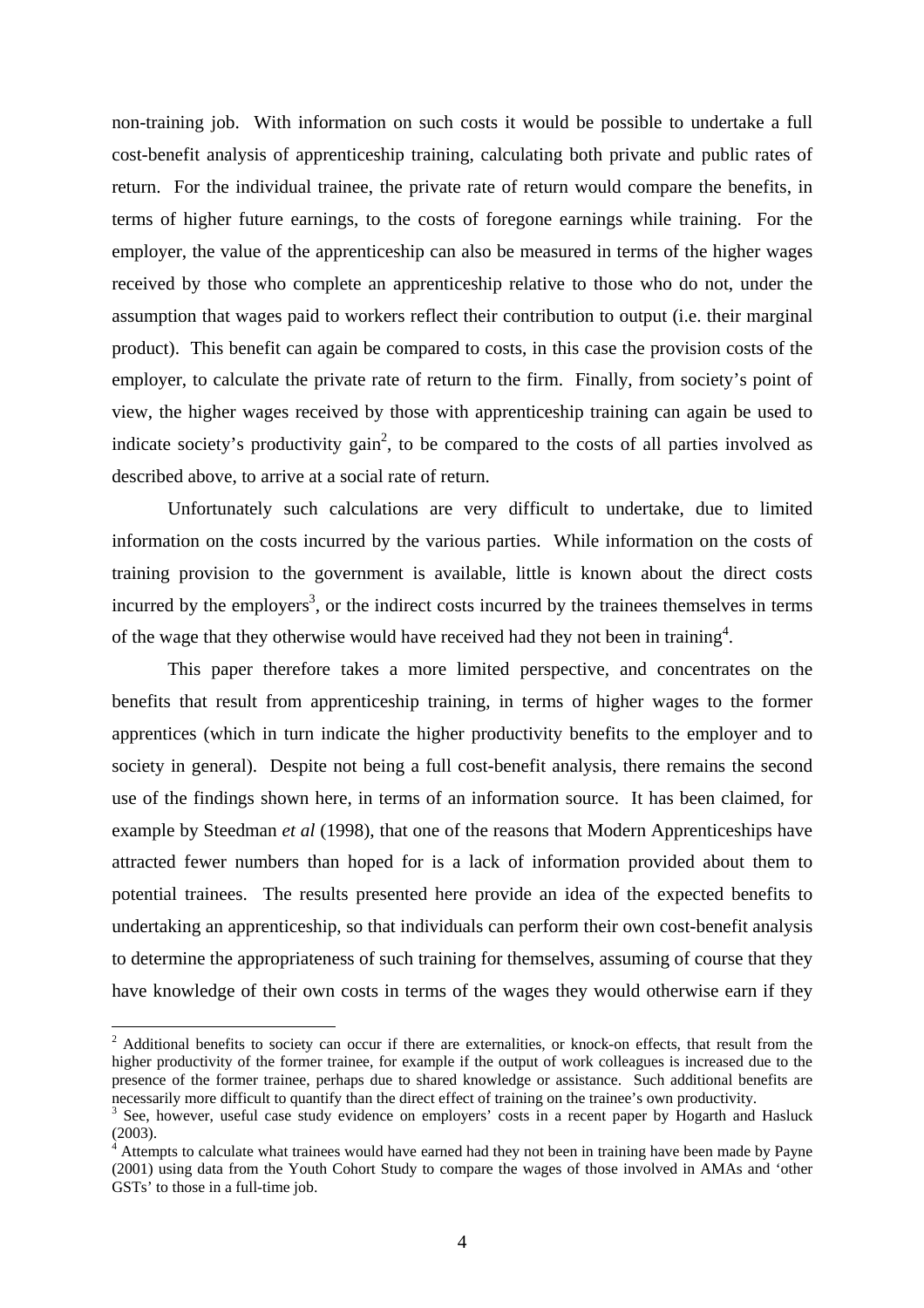non-training job. With information on such costs it would be possible to undertake a full cost-benefit analysis of apprenticeship training, calculating both private and public rates of return. For the individual trainee, the private rate of return would compare the benefits, in terms of higher future earnings, to the costs of foregone earnings while training. For the employer, the value of the apprenticeship can also be measured in terms of the higher wages received by those who complete an apprenticeship relative to those who do not, under the assumption that wages paid to workers reflect their contribution to output (i.e. their marginal product). This benefit can again be compared to costs, in this case the provision costs of the employer, to calculate the private rate of return to the firm. Finally, from society's point of view, the higher wages received by those with apprenticeship training can again be used to indicate society's productivity gain[2], to be compared to the costs of all parties involved as described above, to arrive at a social rate of return.

Unfortunately such calculations are very difficult to undertake, due to limited information on the costs incurred by the various parties. While information on the costs of training provision to the government is available, little is known about the direct costs incurred by the employers[3], or the indirect costs incurred by the trainees themselves in terms of the wage that they otherwise would have received had they not been in training[4].

This paper therefore takes a more limited perspective, and concentrates on the benefits that result from apprenticeship training, in terms of higher wages to the former apprentices (which in turn indicate the higher productivity benefits to the employer and to society in general). Despite not being a full cost-benefit analysis, there remains the second use of the findings shown here, in terms of an information source. It has been claimed, for example by Steedman *et al* (1998), that one of the reasons that Modern Apprenticeships have attracted fewer numbers than hoped for is a lack of information provided about them to potential trainees. The results presented here provide an idea of the expected benefits to undertaking an apprenticeship, so that individuals can perform their own cost-benefit analysis to determine the appropriateness of such training for themselves, assuming of course that they have knowledge of their own costs in terms of the wages they would otherwise earn if they

---

[2] Additional benefits to society can occur if there are externalities, or knock-on effects, that result from the higher productivity of the former trainee, for example if the output of work colleagues is increased due to the presence of the former trainee, perhaps due to shared knowledge or assistance. Such additional benefits are necessarily more difficult to quantify than the direct effect of training on the trainee's own productivity.

[3] See, however, useful case study evidence on employers' costs in a recent paper by Hogarth and Hasluck (2003).

[4] Attempts to calculate what trainees would have earned had they not been in training have been made by Payne (2001) using data from the Youth Cohort Study to compare the wages of those involved in AMAs and 'other GSTs' to those in a full-time job.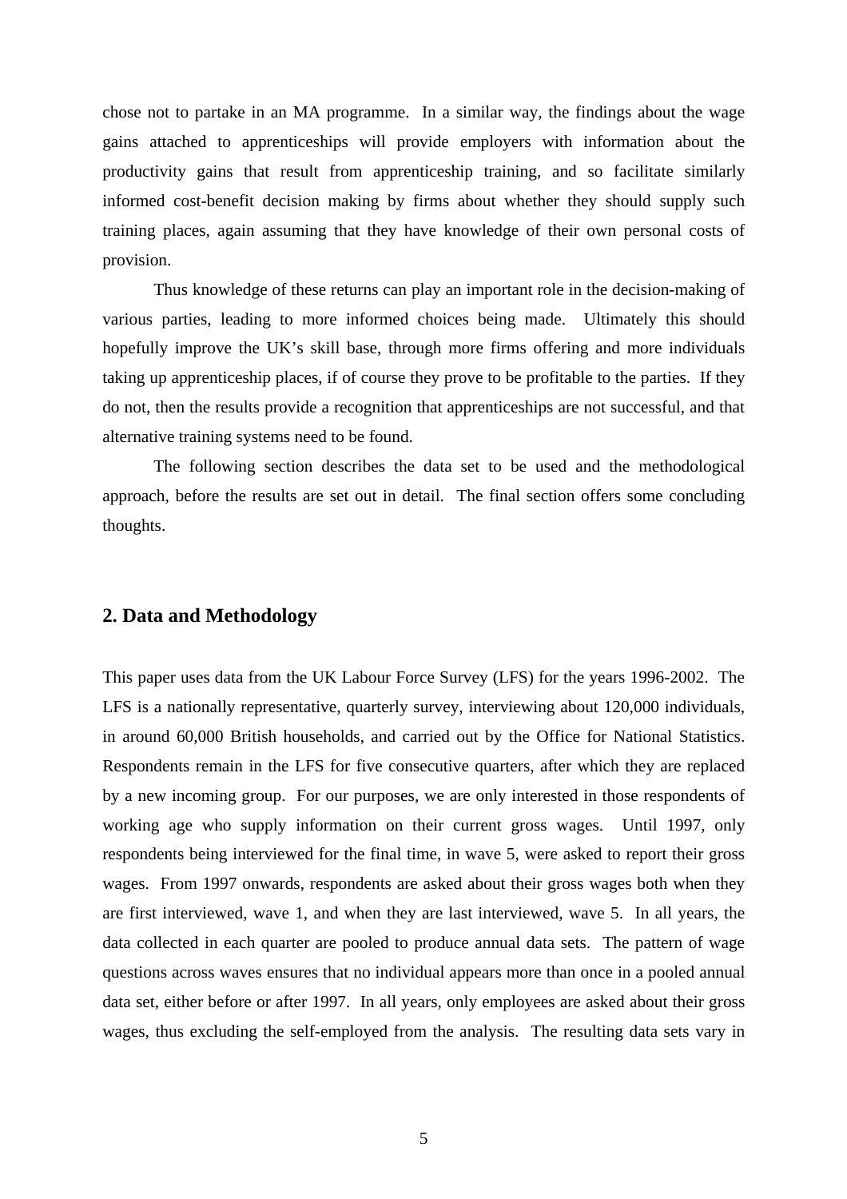chose not to partake in an MA programme. In a similar way, the findings about the wage gains attached to apprenticeships will provide employers with information about the productivity gains that result from apprenticeship training, and so facilitate similarly informed cost-benefit decision making by firms about whether they should supply such training places, again assuming that they have knowledge of their own personal costs of provision.

Thus knowledge of these returns can play an important role in the decision-making of various parties, leading to more informed choices being made. Ultimately this should hopefully improve the UK's skill base, through more firms offering and more individuals taking up apprenticeship places, if of course they prove to be profitable to the parties. If they do not, then the results provide a recognition that apprenticeships are not successful, and that alternative training systems need to be found.

The following section describes the data set to be used and the methodological approach, before the results are set out in detail. The final section offers some concluding thoughts.

## 2. Data and Methodology

This paper uses data from the UK Labour Force Survey (LFS) for the years 1996-2002. The LFS is a nationally representative, quarterly survey, interviewing about 120,000 individuals, in around 60,000 British households, and carried out by the Office for National Statistics. Respondents remain in the LFS for five consecutive quarters, after which they are replaced by a new incoming group. For our purposes, we are only interested in those respondents of working age who supply information on their current gross wages. Until 1997, only respondents being interviewed for the final time, in wave 5, were asked to report their gross wages. From 1997 onwards, respondents are asked about their gross wages both when they are first interviewed, wave 1, and when they are last interviewed, wave 5. In all years, the data collected in each quarter are pooled to produce annual data sets. The pattern of wage questions across waves ensures that no individual appears more than once in a pooled annual data set, either before or after 1997. In all years, only employees are asked about their gross wages, thus excluding the self-employed from the analysis. The resulting data sets vary in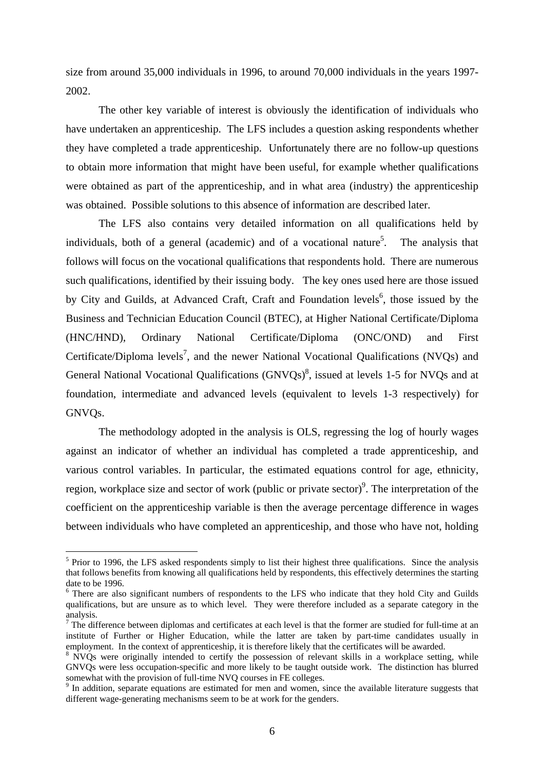size from around 35,000 individuals in 1996, to around 70,000 individuals in the years 1997-2002.

The other key variable of interest is obviously the identification of individuals who have undertaken an apprenticeship. The LFS includes a question asking respondents whether they have completed a trade apprenticeship. Unfortunately there are no follow-up questions to obtain more information that might have been useful, for example whether qualifications were obtained as part of the apprenticeship, and in what area (industry) the apprenticeship was obtained. Possible solutions to this absence of information are described later.

The LFS also contains very detailed information on all qualifications held by individuals, both of a general (academic) and of a vocational nature[5]. The analysis that follows will focus on the vocational qualifications that respondents hold. There are numerous such qualifications, identified by their issuing body. The key ones used here are those issued by City and Guilds, at Advanced Craft, Craft and Foundation levels[6], those issued by the Business and Technician Education Council (BTEC), at Higher National Certificate/Diploma (HNC/HND), Ordinary National Certificate/Diploma (ONC/OND) and First Certificate/Diploma levels[7], and the newer National Vocational Qualifications (NVQs) and General National Vocational Qualifications (GNVQs)[8], issued at levels 1-5 for NVQs and at foundation, intermediate and advanced levels (equivalent to levels 1-3 respectively) for GNVQs.

The methodology adopted in the analysis is OLS, regressing the log of hourly wages against an indicator of whether an individual has completed a trade apprenticeship, and various control variables. In particular, the estimated equations control for age, ethnicity, region, workplace size and sector of work (public or private sector)[9]. The interpretation of the coefficient on the apprenticeship variable is then the average percentage difference in wages between individuals who have completed an apprenticeship, and those who have not, holding

[5] Prior to 1996, the LFS asked respondents simply to list their highest three qualifications. Since the analysis that follows benefits from knowing all qualifications held by respondents, this effectively determines the starting date to be 1996.

[6] There are also significant numbers of respondents to the LFS who indicate that they hold City and Guilds qualifications, but are unsure as to which level. They were therefore included as a separate category in the analysis.

[7] The difference between diplomas and certificates at each level is that the former are studied for full-time at an institute of Further or Higher Education, while the latter are taken by part-time candidates usually in employment. In the context of apprenticeship, it is therefore likely that the certificates will be awarded.

[8] NVQs were originally intended to certify the possession of relevant skills in a workplace setting, while GNVQs were less occupation-specific and more likely to be taught outside work. The distinction has blurred somewhat with the provision of full-time NVQ courses in FE colleges.

[9] In addition, separate equations are estimated for men and women, since the available literature suggests that different wage-generating mechanisms seem to be at work for the genders.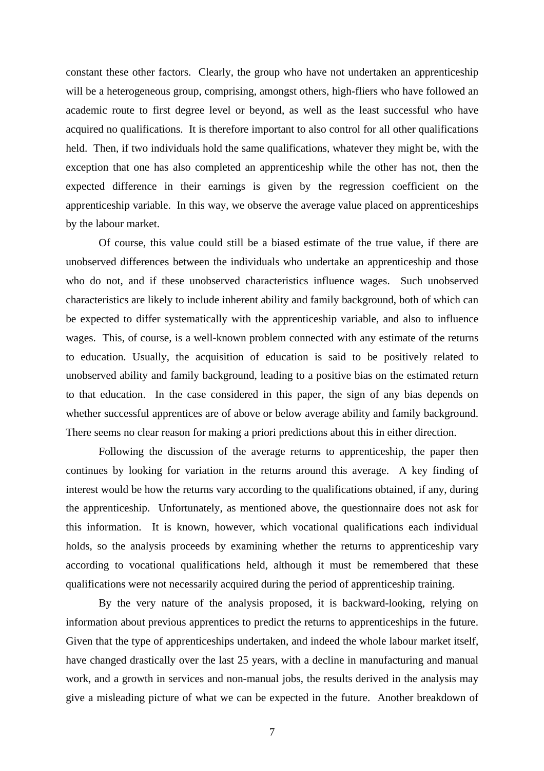constant these other factors. Clearly, the group who have not undertaken an apprenticeship will be a heterogeneous group, comprising, amongst others, high-fliers who have followed an academic route to first degree level or beyond, as well as the least successful who have acquired no qualifications. It is therefore important to also control for all other qualifications held. Then, if two individuals hold the same qualifications, whatever they might be, with the exception that one has also completed an apprenticeship while the other has not, then the expected difference in their earnings is given by the regression coefficient on the apprenticeship variable. In this way, we observe the average value placed on apprenticeships by the labour market.

Of course, this value could still be a biased estimate of the true value, if there are unobserved differences between the individuals who undertake an apprenticeship and those who do not, and if these unobserved characteristics influence wages. Such unobserved characteristics are likely to include inherent ability and family background, both of which can be expected to differ systematically with the apprenticeship variable, and also to influence wages. This, of course, is a well-known problem connected with any estimate of the returns to education. Usually, the acquisition of education is said to be positively related to unobserved ability and family background, leading to a positive bias on the estimated return to that education. In the case considered in this paper, the sign of any bias depends on whether successful apprentices are of above or below average ability and family background. There seems no clear reason for making a priori predictions about this in either direction.

Following the discussion of the average returns to apprenticeship, the paper then continues by looking for variation in the returns around this average. A key finding of interest would be how the returns vary according to the qualifications obtained, if any, during the apprenticeship. Unfortunately, as mentioned above, the questionnaire does not ask for this information. It is known, however, which vocational qualifications each individual holds, so the analysis proceeds by examining whether the returns to apprenticeship vary according to vocational qualifications held, although it must be remembered that these qualifications were not necessarily acquired during the period of apprenticeship training.

By the very nature of the analysis proposed, it is backward-looking, relying on information about previous apprentices to predict the returns to apprenticeships in the future. Given that the type of apprenticeships undertaken, and indeed the whole labour market itself, have changed drastically over the last 25 years, with a decline in manufacturing and manual work, and a growth in services and non-manual jobs, the results derived in the analysis may give a misleading picture of what we can be expected in the future. Another breakdown of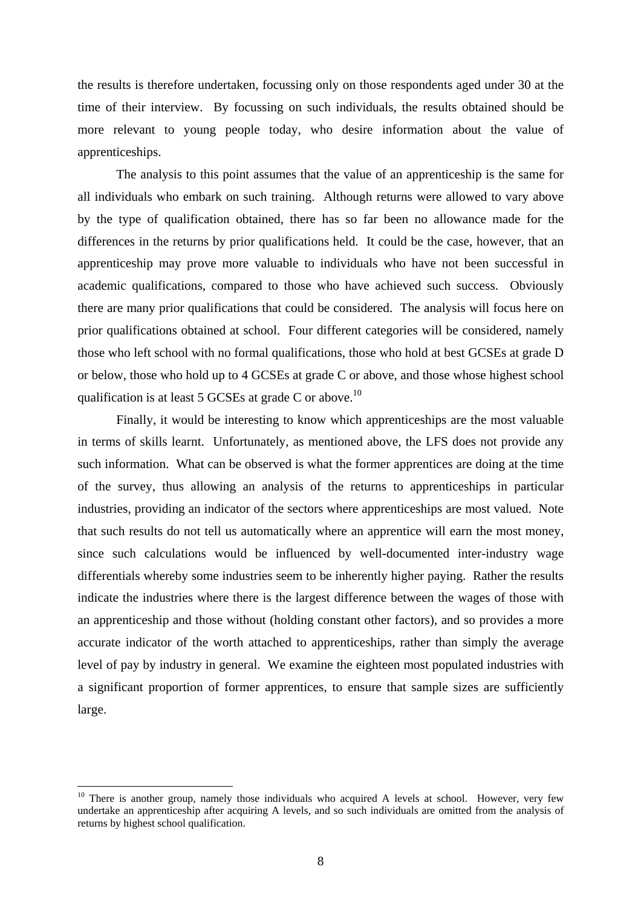the results is therefore undertaken, focussing only on those respondents aged under 30 at the time of their interview. By focussing on such individuals, the results obtained should be more relevant to young people today, who desire information about the value of apprenticeships.

The analysis to this point assumes that the value of an apprenticeship is the same for all individuals who embark on such training. Although returns were allowed to vary above by the type of qualification obtained, there has so far been no allowance made for the differences in the returns by prior qualifications held. It could be the case, however, that an apprenticeship may prove more valuable to individuals who have not been successful in academic qualifications, compared to those who have achieved such success. Obviously there are many prior qualifications that could be considered. The analysis will focus here on prior qualifications obtained at school. Four different categories will be considered, namely those who left school with no formal qualifications, those who hold at best GCSEs at grade D or below, those who hold up to 4 GCSEs at grade C or above, and those whose highest school qualification is at least 5 GCSEs at grade C or above.[10]

Finally, it would be interesting to know which apprenticeships are the most valuable in terms of skills learnt. Unfortunately, as mentioned above, the LFS does not provide any such information. What can be observed is what the former apprentices are doing at the time of the survey, thus allowing an analysis of the returns to apprenticeships in particular industries, providing an indicator of the sectors where apprenticeships are most valued. Note that such results do not tell us automatically where an apprentice will earn the most money, since such calculations would be influenced by well-documented inter-industry wage differentials whereby some industries seem to be inherently higher paying. Rather the results indicate the industries where there is the largest difference between the wages of those with an apprenticeship and those without (holding constant other factors), and so provides a more accurate indicator of the worth attached to apprenticeships, rather than simply the average level of pay by industry in general. We examine the eighteen most populated industries with a significant proportion of former apprentices, to ensure that sample sizes are sufficiently large.

[10] There is another group, namely those individuals who acquired A levels at school. However, very few undertake an apprenticeship after acquiring A levels, and so such individuals are omitted from the analysis of returns by highest school qualification.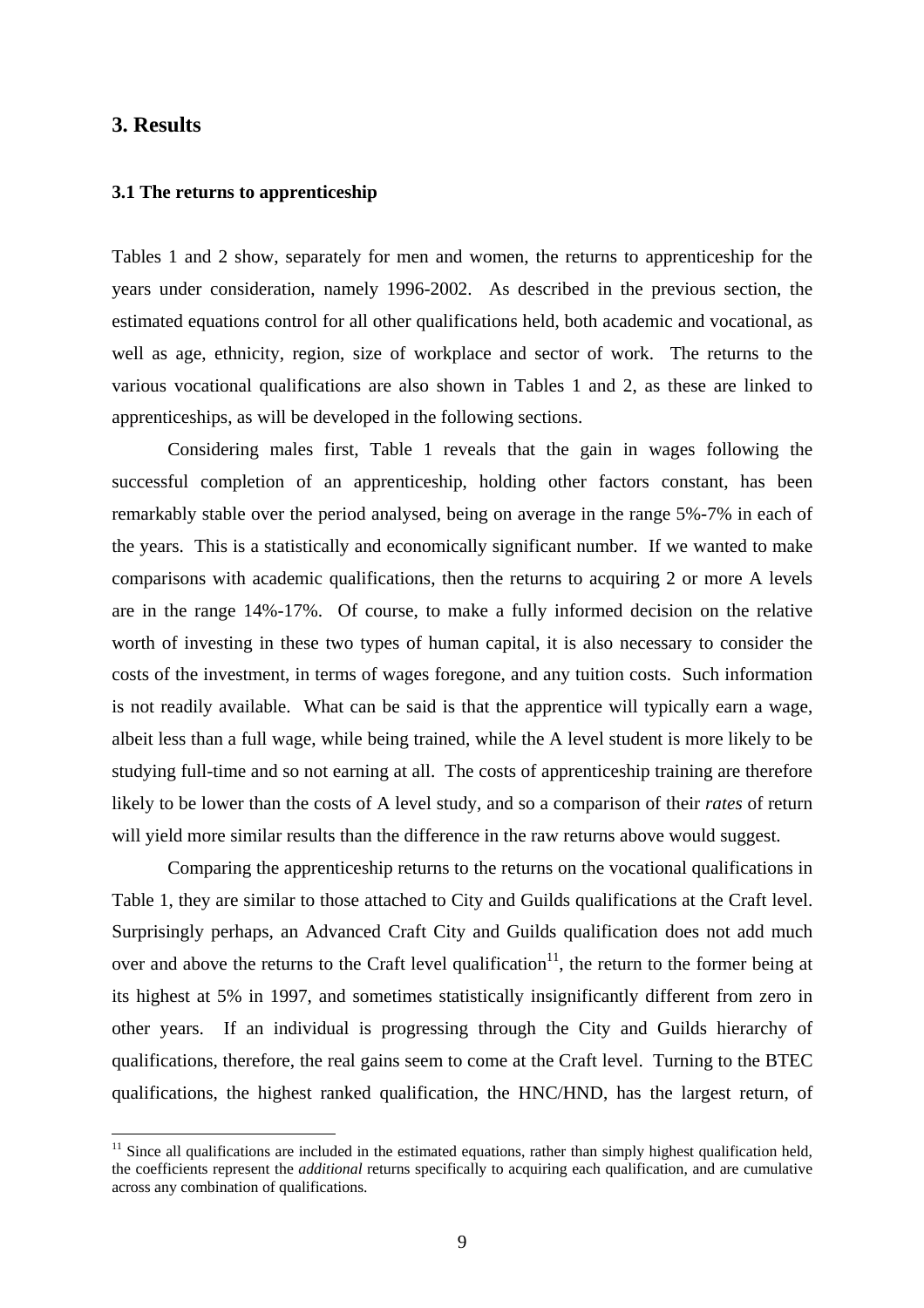## 3. Results

### 3.1 The returns to apprenticeship

Tables 1 and 2 show, separately for men and women, the returns to apprenticeship for the years under consideration, namely 1996-2002. As described in the previous section, the estimated equations control for all other qualifications held, both academic and vocational, as well as age, ethnicity, region, size of workplace and sector of work. The returns to the various vocational qualifications are also shown in Tables 1 and 2, as these are linked to apprenticeships, as will be developed in the following sections.

Considering males first, Table 1 reveals that the gain in wages following the successful completion of an apprenticeship, holding other factors constant, has been remarkably stable over the period analysed, being on average in the range 5%-7% in each of the years. This is a statistically and economically significant number. If we wanted to make comparisons with academic qualifications, then the returns to acquiring 2 or more A levels are in the range 14%-17%. Of course, to make a fully informed decision on the relative worth of investing in these two types of human capital, it is also necessary to consider the costs of the investment, in terms of wages foregone, and any tuition costs. Such information is not readily available. What can be said is that the apprentice will typically earn a wage, albeit less than a full wage, while being trained, while the A level student is more likely to be studying full-time and so not earning at all. The costs of apprenticeship training are therefore likely to be lower than the costs of A level study, and so a comparison of their *rates* of return will yield more similar results than the difference in the raw returns above would suggest.

Comparing the apprenticeship returns to the returns on the vocational qualifications in Table 1, they are similar to those attached to City and Guilds qualifications at the Craft level. Surprisingly perhaps, an Advanced Craft City and Guilds qualification does not add much over and above the returns to the Craft level qualification[11], the return to the former being at its highest at 5% in 1997, and sometimes statistically insignificantly different from zero in other years. If an individual is progressing through the City and Guilds hierarchy of qualifications, therefore, the real gains seem to come at the Craft level. Turning to the BTEC qualifications, the highest ranked qualification, the HNC/HND, has the largest return, of

[11] Since all qualifications are included in the estimated equations, rather than simply highest qualification held, the coefficients represent the *additional* returns specifically to acquiring each qualification, and are cumulative across any combination of qualifications.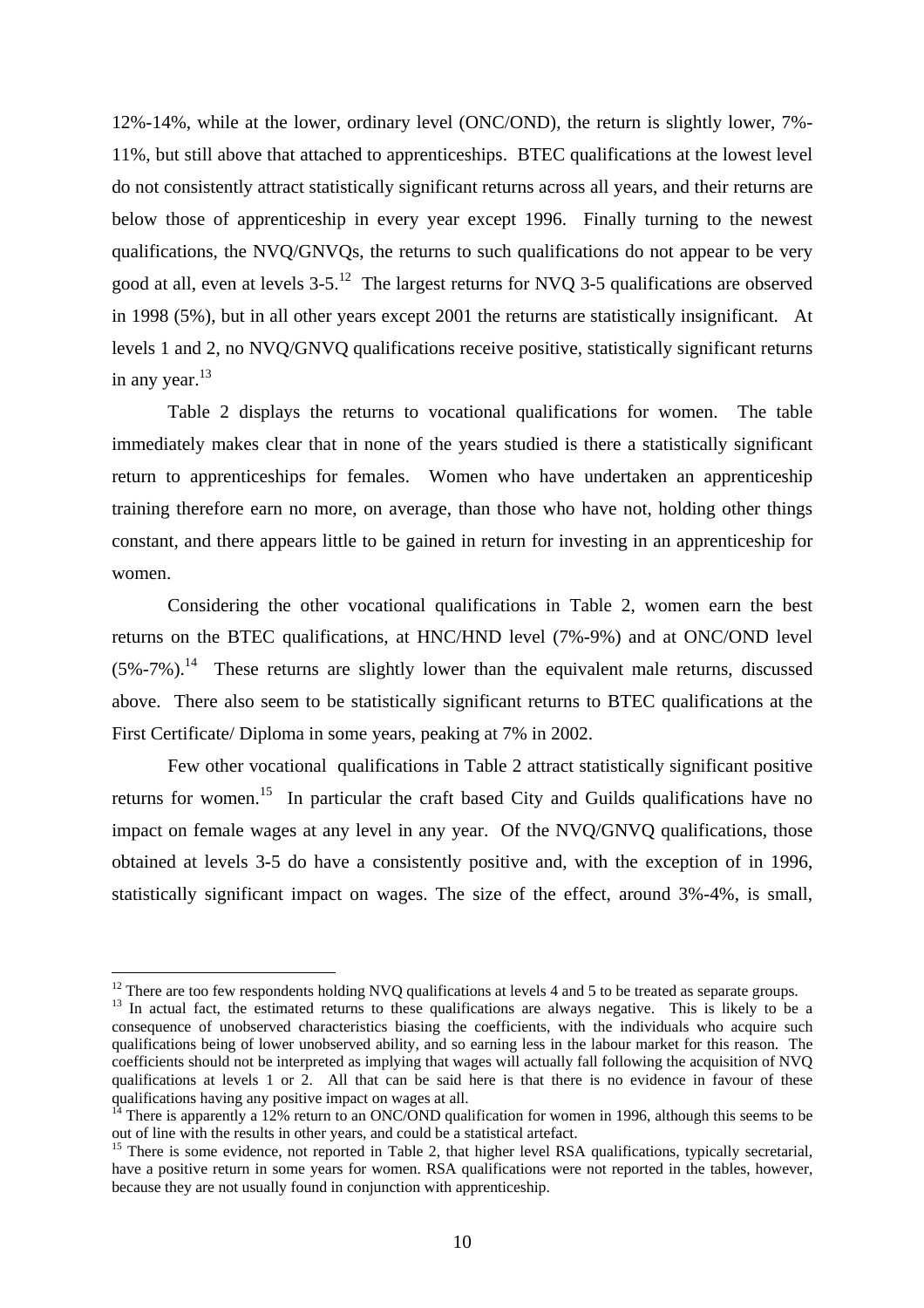12%-14%, while at the lower, ordinary level (ONC/OND), the return is slightly lower, 7%-11%, but still above that attached to apprenticeships. BTEC qualifications at the lowest level do not consistently attract statistically significant returns across all years, and their returns are below those of apprenticeship in every year except 1996. Finally turning to the newest qualifications, the NVQ/GNVQs, the returns to such qualifications do not appear to be very good at all, even at levels 3-5.[12] The largest returns for NVQ 3-5 qualifications are observed in 1998 (5%), but in all other years except 2001 the returns are statistically insignificant. At levels 1 and 2, no NVQ/GNVQ qualifications receive positive, statistically significant returns in any year.[13]

Table 2 displays the returns to vocational qualifications for women. The table immediately makes clear that in none of the years studied is there a statistically significant return to apprenticeships for females. Women who have undertaken an apprenticeship training therefore earn no more, on average, than those who have not, holding other things constant, and there appears little to be gained in return for investing in an apprenticeship for women.

Considering the other vocational qualifications in Table 2, women earn the best returns on the BTEC qualifications, at HNC/HND level (7%-9%) and at ONC/OND level (5%-7%).[14] These returns are slightly lower than the equivalent male returns, discussed above. There also seem to be statistically significant returns to BTEC qualifications at the First Certificate/ Diploma in some years, peaking at 7% in 2002.

Few other vocational qualifications in Table 2 attract statistically significant positive returns for women.[15] In particular the craft based City and Guilds qualifications have no impact on female wages at any level in any year. Of the NVQ/GNVQ qualifications, those obtained at levels 3-5 do have a consistently positive and, with the exception of in 1996, statistically significant impact on wages. The size of the effect, around 3%-4%, is small,

---

[12] There are too few respondents holding NVQ qualifications at levels 4 and 5 to be treated as separate groups.

[13] In actual fact, the estimated returns to these qualifications are always negative. This is likely to be a consequence of unobserved characteristics biasing the coefficients, with the individuals who acquire such qualifications being of lower unobserved ability, and so earning less in the labour market for this reason. The coefficients should not be interpreted as implying that wages will actually fall following the acquisition of NVQ qualifications at levels 1 or 2. All that can be said here is that there is no evidence in favour of these qualifications having any positive impact on wages at all.

[14] There is apparently a 12% return to an ONC/OND qualification for women in 1996, although this seems to be out of line with the results in other years, and could be a statistical artefact.

[15] There is some evidence, not reported in Table 2, that higher level RSA qualifications, typically secretarial, have a positive return in some years for women. RSA qualifications were not reported in the tables, however, because they are not usually found in conjunction with apprenticeship.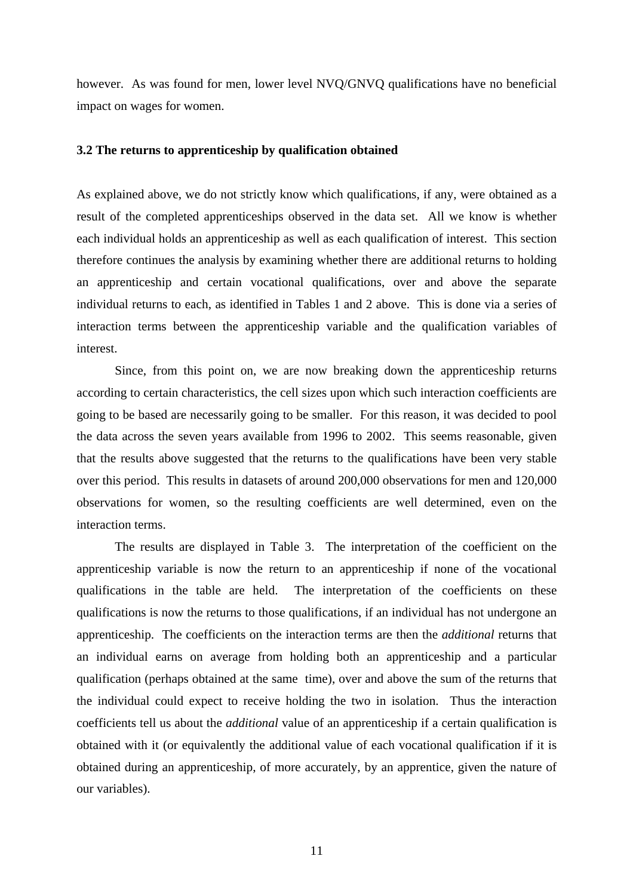however. As was found for men, lower level NVQ/GNVQ qualifications have no beneficial impact on wages for women.

### 3.2 The returns to apprenticeship by qualification obtained

As explained above, we do not strictly know which qualifications, if any, were obtained as a result of the completed apprenticeships observed in the data set. All we know is whether each individual holds an apprenticeship as well as each qualification of interest. This section therefore continues the analysis by examining whether there are additional returns to holding an apprenticeship and certain vocational qualifications, over and above the separate individual returns to each, as identified in Tables 1 and 2 above. This is done via a series of interaction terms between the apprenticeship variable and the qualification variables of interest.

Since, from this point on, we are now breaking down the apprenticeship returns according to certain characteristics, the cell sizes upon which such interaction coefficients are going to be based are necessarily going to be smaller. For this reason, it was decided to pool the data across the seven years available from 1996 to 2002. This seems reasonable, given that the results above suggested that the returns to the qualifications have been very stable over this period. This results in datasets of around 200,000 observations for men and 120,000 observations for women, so the resulting coefficients are well determined, even on the interaction terms.

The results are displayed in Table 3. The interpretation of the coefficient on the apprenticeship variable is now the return to an apprenticeship if none of the vocational qualifications in the table are held. The interpretation of the coefficients on these qualifications is now the returns to those qualifications, if an individual has not undergone an apprenticeship. The coefficients on the interaction terms are then the *additional* returns that an individual earns on average from holding both an apprenticeship and a particular qualification (perhaps obtained at the same time), over and above the sum of the returns that the individual could expect to receive holding the two in isolation. Thus the interaction coefficients tell us about the *additional* value of an apprenticeship if a certain qualification is obtained with it (or equivalently the additional value of each vocational qualification if it is obtained during an apprenticeship, of more accurately, by an apprentice, given the nature of our variables).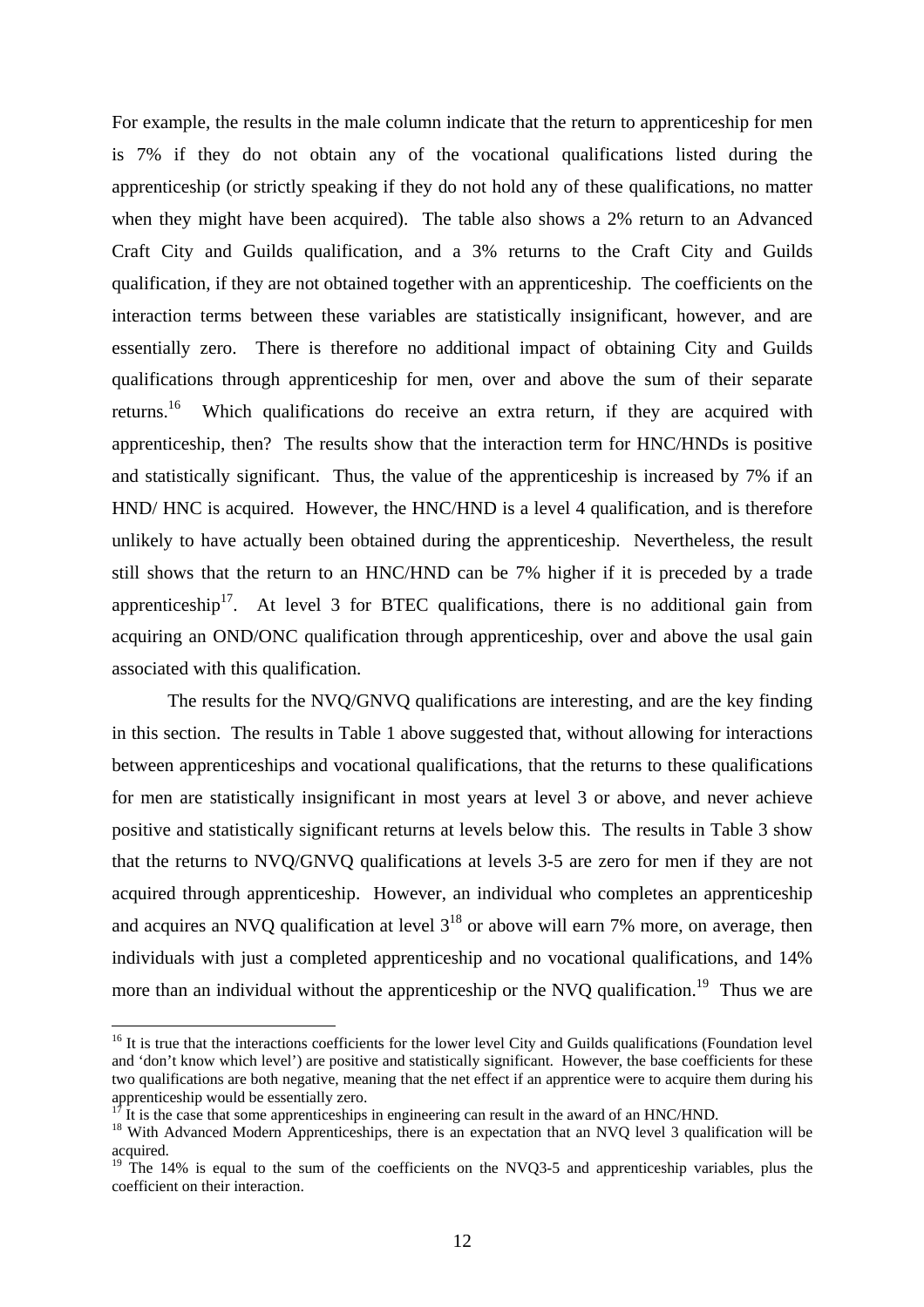For example, the results in the male column indicate that the return to apprenticeship for men is 7% if they do not obtain any of the vocational qualifications listed during the apprenticeship (or strictly speaking if they do not hold any of these qualifications, no matter when they might have been acquired). The table also shows a 2% return to an Advanced Craft City and Guilds qualification, and a 3% returns to the Craft City and Guilds qualification, if they are not obtained together with an apprenticeship. The coefficients on the interaction terms between these variables are statistically insignificant, however, and are essentially zero. There is therefore no additional impact of obtaining City and Guilds qualifications through apprenticeship for men, over and above the sum of their separate returns.[16] Which qualifications do receive an extra return, if they are acquired with apprenticeship, then? The results show that the interaction term for HNC/HNDs is positive and statistically significant. Thus, the value of the apprenticeship is increased by 7% if an HND/ HNC is acquired. However, the HNC/HND is a level 4 qualification, and is therefore unlikely to have actually been obtained during the apprenticeship. Nevertheless, the result still shows that the return to an HNC/HND can be 7% higher if it is preceded by a trade apprenticeship[17]. At level 3 for BTEC qualifications, there is no additional gain from acquiring an OND/ONC qualification through apprenticeship, over and above the usal gain associated with this qualification.

The results for the NVQ/GNVQ qualifications are interesting, and are the key finding in this section. The results in Table 1 above suggested that, without allowing for interactions between apprenticeships and vocational qualifications, that the returns to these qualifications for men are statistically insignificant in most years at level 3 or above, and never achieve positive and statistically significant returns at levels below this. The results in Table 3 show that the returns to NVQ/GNVQ qualifications at levels 3-5 are zero for men if they are not acquired through apprenticeship. However, an individual who completes an apprenticeship and acquires an NVQ qualification at level 3[18] or above will earn 7% more, on average, then individuals with just a completed apprenticeship and no vocational qualifications, and 14% more than an individual without the apprenticeship or the NVQ qualification.[19] Thus we are

---

[16] It is true that the interactions coefficients for the lower level City and Guilds qualifications (Foundation level and 'don't know which level') are positive and statistically significant. However, the base coefficients for these two qualifications are both negative, meaning that the net effect if an apprentice were to acquire them during his apprenticeship would be essentially zero.

[17] It is the case that some apprenticeships in engineering can result in the award of an HNC/HND.

[18] With Advanced Modern Apprenticeships, there is an expectation that an NVQ level 3 qualification will be acquired.

[19] The 14% is equal to the sum of the coefficients on the NVQ3-5 and apprenticeship variables, plus the coefficient on their interaction.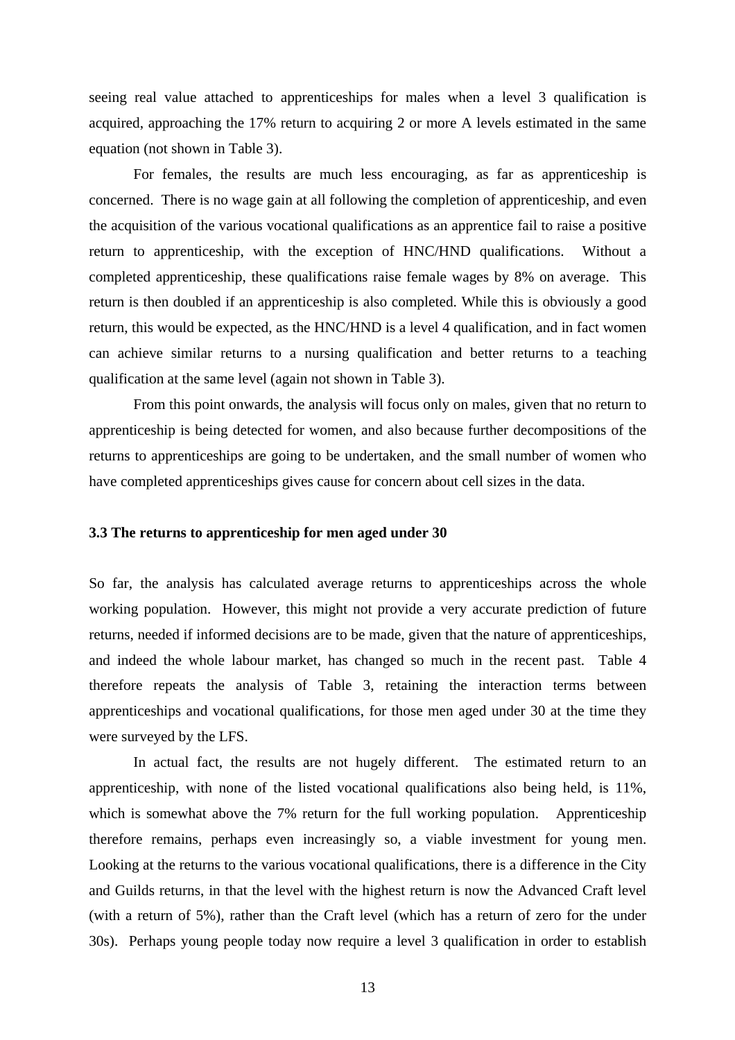seeing real value attached to apprenticeships for males when a level 3 qualification is acquired, approaching the 17% return to acquiring 2 or more A levels estimated in the same equation (not shown in Table 3).

For females, the results are much less encouraging, as far as apprenticeship is concerned. There is no wage gain at all following the completion of apprenticeship, and even the acquisition of the various vocational qualifications as an apprentice fail to raise a positive return to apprenticeship, with the exception of HNC/HND qualifications. Without a completed apprenticeship, these qualifications raise female wages by 8% on average. This return is then doubled if an apprenticeship is also completed. While this is obviously a good return, this would be expected, as the HNC/HND is a level 4 qualification, and in fact women can achieve similar returns to a nursing qualification and better returns to a teaching qualification at the same level (again not shown in Table 3).

From this point onwards, the analysis will focus only on males, given that no return to apprenticeship is being detected for women, and also because further decompositions of the returns to apprenticeships are going to be undertaken, and the small number of women who have completed apprenticeships gives cause for concern about cell sizes in the data.

### 3.3 The returns to apprenticeship for men aged under 30

So far, the analysis has calculated average returns to apprenticeships across the whole working population. However, this might not provide a very accurate prediction of future returns, needed if informed decisions are to be made, given that the nature of apprenticeships, and indeed the whole labour market, has changed so much in the recent past. Table 4 therefore repeats the analysis of Table 3, retaining the interaction terms between apprenticeships and vocational qualifications, for those men aged under 30 at the time they were surveyed by the LFS.

In actual fact, the results are not hugely different. The estimated return to an apprenticeship, with none of the listed vocational qualifications also being held, is 11%, which is somewhat above the 7% return for the full working population. Apprenticeship therefore remains, perhaps even increasingly so, a viable investment for young men. Looking at the returns to the various vocational qualifications, there is a difference in the City and Guilds returns, in that the level with the highest return is now the Advanced Craft level (with a return of 5%), rather than the Craft level (which has a return of zero for the under 30s). Perhaps young people today now require a level 3 qualification in order to establish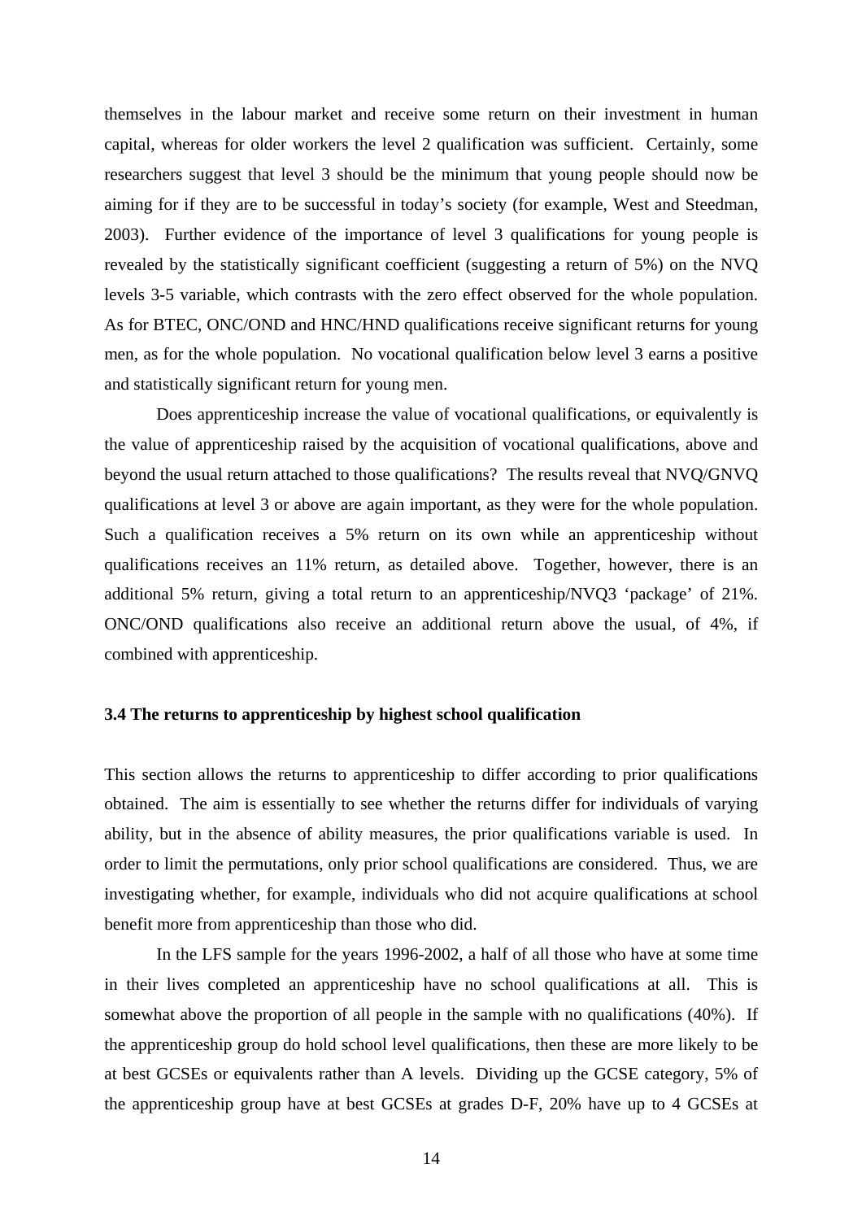themselves in the labour market and receive some return on their investment in human capital, whereas for older workers the level 2 qualification was sufficient. Certainly, some researchers suggest that level 3 should be the minimum that young people should now be aiming for if they are to be successful in today's society (for example, West and Steedman, 2003). Further evidence of the importance of level 3 qualifications for young people is revealed by the statistically significant coefficient (suggesting a return of 5%) on the NVQ levels 3-5 variable, which contrasts with the zero effect observed for the whole population. As for BTEC, ONC/OND and HNC/HND qualifications receive significant returns for young men, as for the whole population. No vocational qualification below level 3 earns a positive and statistically significant return for young men.

Does apprenticeship increase the value of vocational qualifications, or equivalently is the value of apprenticeship raised by the acquisition of vocational qualifications, above and beyond the usual return attached to those qualifications? The results reveal that NVQ/GNVQ qualifications at level 3 or above are again important, as they were for the whole population. Such a qualification receives a 5% return on its own while an apprenticeship without qualifications receives an 11% return, as detailed above. Together, however, there is an additional 5% return, giving a total return to an apprenticeship/NVQ3 'package' of 21%. ONC/OND qualifications also receive an additional return above the usual, of 4%, if combined with apprenticeship.

### 3.4 The returns to apprenticeship by highest school qualification

This section allows the returns to apprenticeship to differ according to prior qualifications obtained. The aim is essentially to see whether the returns differ for individuals of varying ability, but in the absence of ability measures, the prior qualifications variable is used. In order to limit the permutations, only prior school qualifications are considered. Thus, we are investigating whether, for example, individuals who did not acquire qualifications at school benefit more from apprenticeship than those who did.

In the LFS sample for the years 1996-2002, a half of all those who have at some time in their lives completed an apprenticeship have no school qualifications at all. This is somewhat above the proportion of all people in the sample with no qualifications (40%). If the apprenticeship group do hold school level qualifications, then these are more likely to be at best GCSEs or equivalents rather than A levels. Dividing up the GCSE category, 5% of the apprenticeship group have at best GCSEs at grades D-F, 20% have up to 4 GCSEs at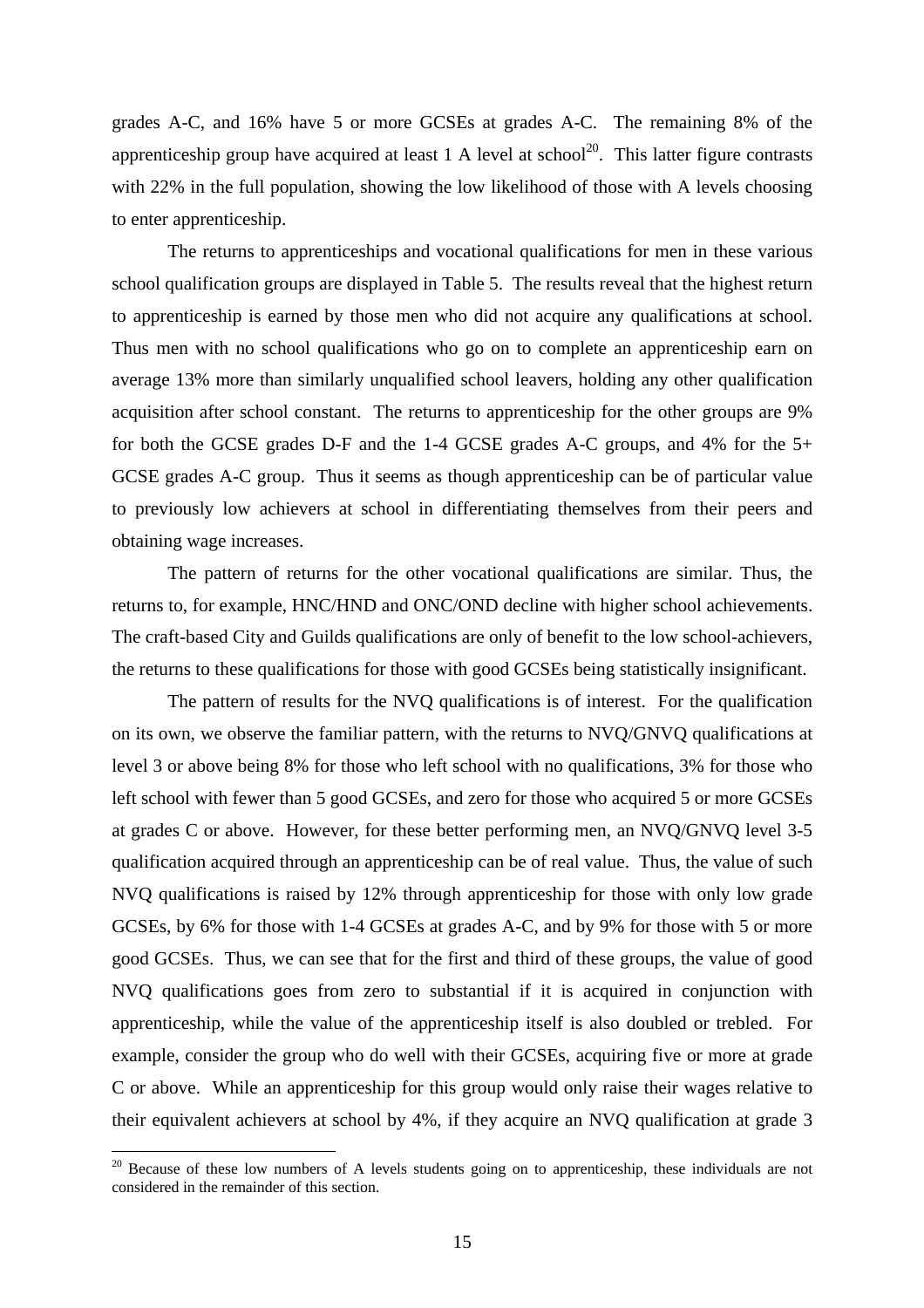grades A-C, and 16% have 5 or more GCSEs at grades A-C. The remaining 8% of the apprenticeship group have acquired at least 1 A level at school[20]. This latter figure contrasts with 22% in the full population, showing the low likelihood of those with A levels choosing to enter apprenticeship.

The returns to apprenticeships and vocational qualifications for men in these various school qualification groups are displayed in Table 5. The results reveal that the highest return to apprenticeship is earned by those men who did not acquire any qualifications at school. Thus men with no school qualifications who go on to complete an apprenticeship earn on average 13% more than similarly unqualified school leavers, holding any other qualification acquisition after school constant. The returns to apprenticeship for the other groups are 9% for both the GCSE grades D-F and the 1-4 GCSE grades A-C groups, and 4% for the 5+ GCSE grades A-C group. Thus it seems as though apprenticeship can be of particular value to previously low achievers at school in differentiating themselves from their peers and obtaining wage increases.

The pattern of returns for the other vocational qualifications are similar. Thus, the returns to, for example, HNC/HND and ONC/OND decline with higher school achievements. The craft-based City and Guilds qualifications are only of benefit to the low school-achievers, the returns to these qualifications for those with good GCSEs being statistically insignificant.

The pattern of results for the NVQ qualifications is of interest. For the qualification on its own, we observe the familiar pattern, with the returns to NVQ/GNVQ qualifications at level 3 or above being 8% for those who left school with no qualifications, 3% for those who left school with fewer than 5 good GCSEs, and zero for those who acquired 5 or more GCSEs at grades C or above. However, for these better performing men, an NVQ/GNVQ level 3-5 qualification acquired through an apprenticeship can be of real value. Thus, the value of such NVQ qualifications is raised by 12% through apprenticeship for those with only low grade GCSEs, by 6% for those with 1-4 GCSEs at grades A-C, and by 9% for those with 5 or more good GCSEs. Thus, we can see that for the first and third of these groups, the value of good NVQ qualifications goes from zero to substantial if it is acquired in conjunction with apprenticeship, while the value of the apprenticeship itself is also doubled or trebled. For example, consider the group who do well with their GCSEs, acquiring five or more at grade C or above. While an apprenticeship for this group would only raise their wages relative to their equivalent achievers at school by 4%, if they acquire an NVQ qualification at grade 3

[20] Because of these low numbers of A levels students going on to apprenticeship, these individuals are not considered in the remainder of this section.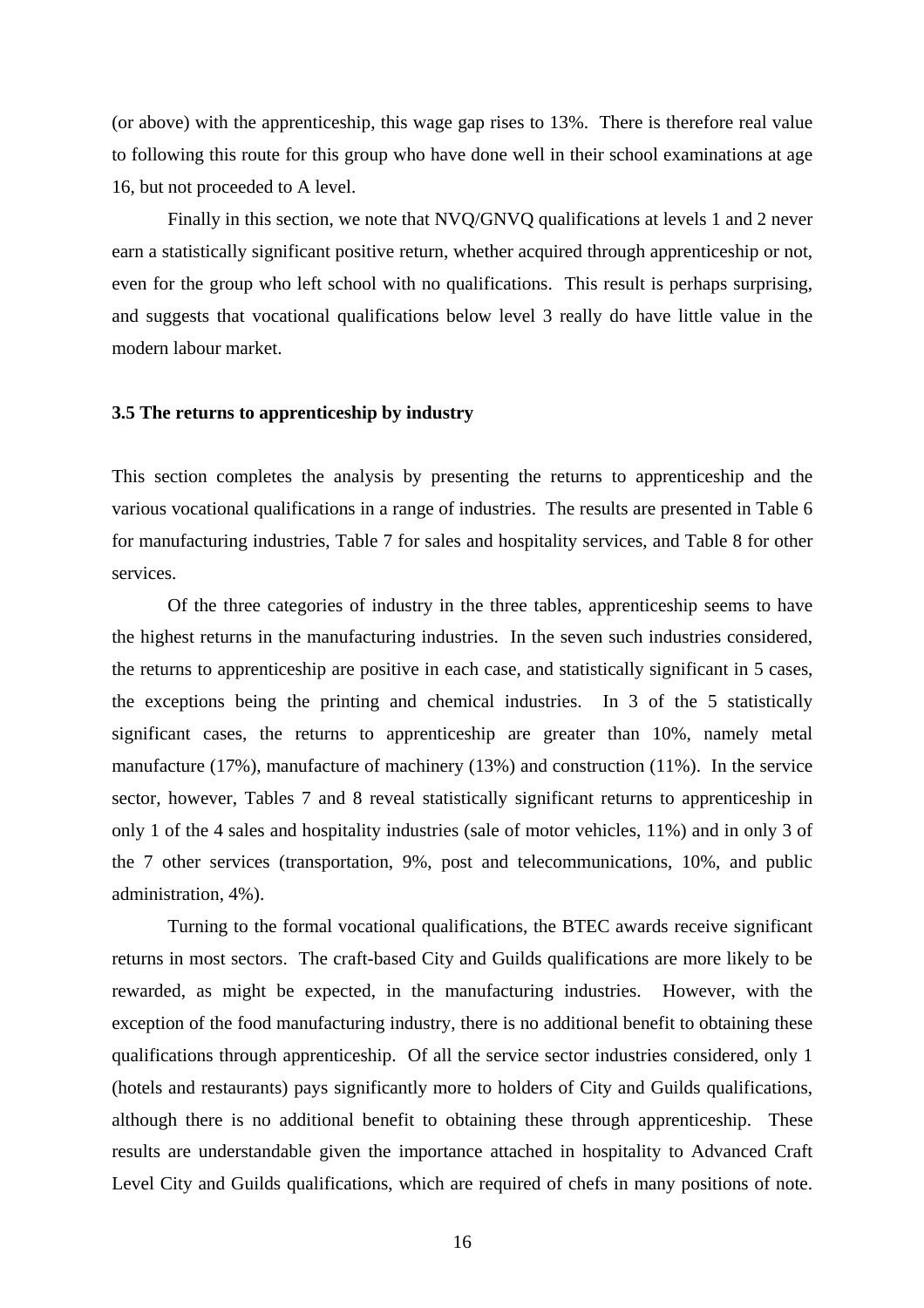(or above) with the apprenticeship, this wage gap rises to 13%. There is therefore real value to following this route for this group who have done well in their school examinations at age 16, but not proceeded to A level.

Finally in this section, we note that NVQ/GNVQ qualifications at levels 1 and 2 never earn a statistically significant positive return, whether acquired through apprenticeship or not, even for the group who left school with no qualifications. This result is perhaps surprising, and suggests that vocational qualifications below level 3 really do have little value in the modern labour market.

### 3.5 The returns to apprenticeship by industry

This section completes the analysis by presenting the returns to apprenticeship and the various vocational qualifications in a range of industries. The results are presented in Table 6 for manufacturing industries, Table 7 for sales and hospitality services, and Table 8 for other services.

Of the three categories of industry in the three tables, apprenticeship seems to have the highest returns in the manufacturing industries. In the seven such industries considered, the returns to apprenticeship are positive in each case, and statistically significant in 5 cases, the exceptions being the printing and chemical industries. In 3 of the 5 statistically significant cases, the returns to apprenticeship are greater than 10%, namely metal manufacture (17%), manufacture of machinery (13%) and construction (11%). In the service sector, however, Tables 7 and 8 reveal statistically significant returns to apprenticeship in only 1 of the 4 sales and hospitality industries (sale of motor vehicles, 11%) and in only 3 of the 7 other services (transportation, 9%, post and telecommunications, 10%, and public administration, 4%).

Turning to the formal vocational qualifications, the BTEC awards receive significant returns in most sectors. The craft-based City and Guilds qualifications are more likely to be rewarded, as might be expected, in the manufacturing industries. However, with the exception of the food manufacturing industry, there is no additional benefit to obtaining these qualifications through apprenticeship. Of all the service sector industries considered, only 1 (hotels and restaurants) pays significantly more to holders of City and Guilds qualifications, although there is no additional benefit to obtaining these through apprenticeship. These results are understandable given the importance attached in hospitality to Advanced Craft Level City and Guilds qualifications, which are required of chefs in many positions of note.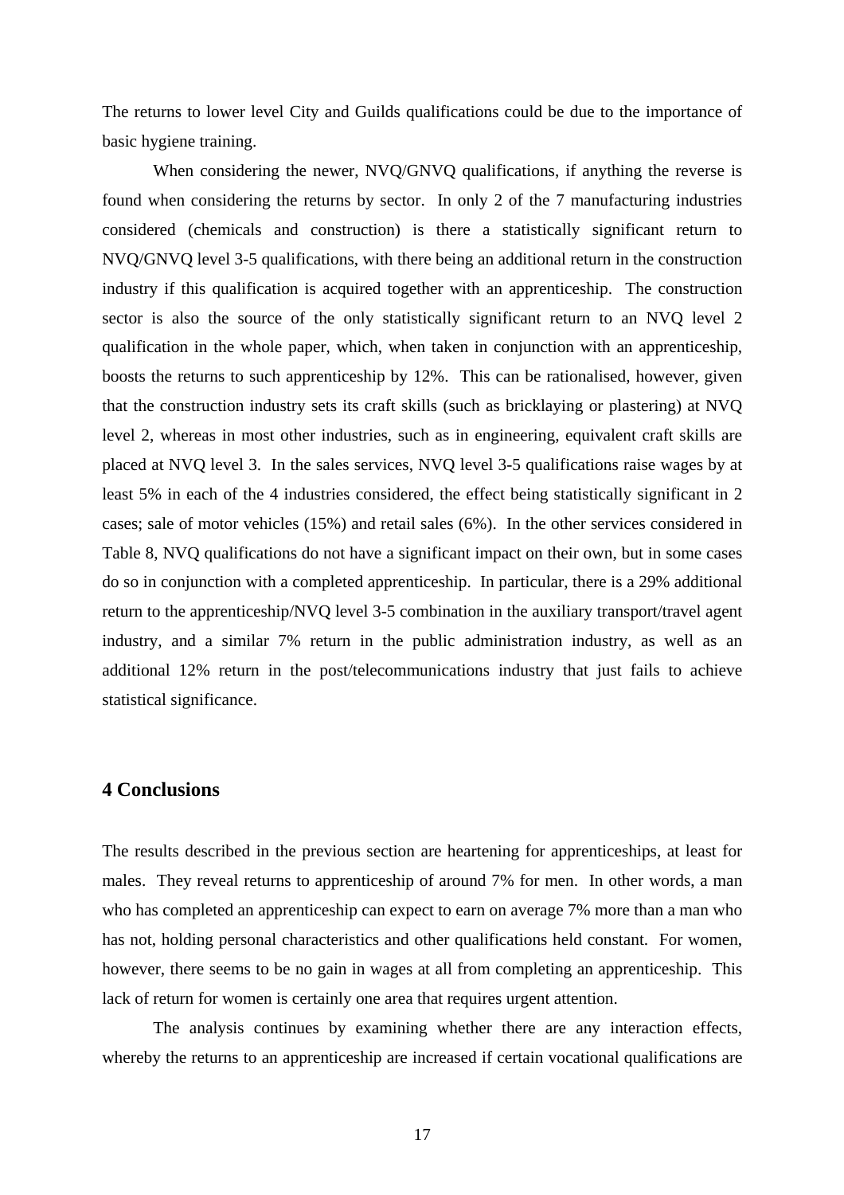The returns to lower level City and Guilds qualifications could be due to the importance of basic hygiene training.

When considering the newer, NVQ/GNVQ qualifications, if anything the reverse is found when considering the returns by sector. In only 2 of the 7 manufacturing industries considered (chemicals and construction) is there a statistically significant return to NVQ/GNVQ level 3-5 qualifications, with there being an additional return in the construction industry if this qualification is acquired together with an apprenticeship. The construction sector is also the source of the only statistically significant return to an NVQ level 2 qualification in the whole paper, which, when taken in conjunction with an apprenticeship, boosts the returns to such apprenticeship by 12%. This can be rationalised, however, given that the construction industry sets its craft skills (such as bricklaying or plastering) at NVQ level 2, whereas in most other industries, such as in engineering, equivalent craft skills are placed at NVQ level 3. In the sales services, NVQ level 3-5 qualifications raise wages by at least 5% in each of the 4 industries considered, the effect being statistically significant in 2 cases; sale of motor vehicles (15%) and retail sales (6%). In the other services considered in Table 8, NVQ qualifications do not have a significant impact on their own, but in some cases do so in conjunction with a completed apprenticeship. In particular, there is a 29% additional return to the apprenticeship/NVQ level 3-5 combination in the auxiliary transport/travel agent industry, and a similar 7% return in the public administration industry, as well as an additional 12% return in the post/telecommunications industry that just fails to achieve statistical significance.

## 4 Conclusions

The results described in the previous section are heartening for apprenticeships, at least for males. They reveal returns to apprenticeship of around 7% for men. In other words, a man who has completed an apprenticeship can expect to earn on average 7% more than a man who has not, holding personal characteristics and other qualifications held constant. For women, however, there seems to be no gain in wages at all from completing an apprenticeship. This lack of return for women is certainly one area that requires urgent attention.

The analysis continues by examining whether there are any interaction effects, whereby the returns to an apprenticeship are increased if certain vocational qualifications are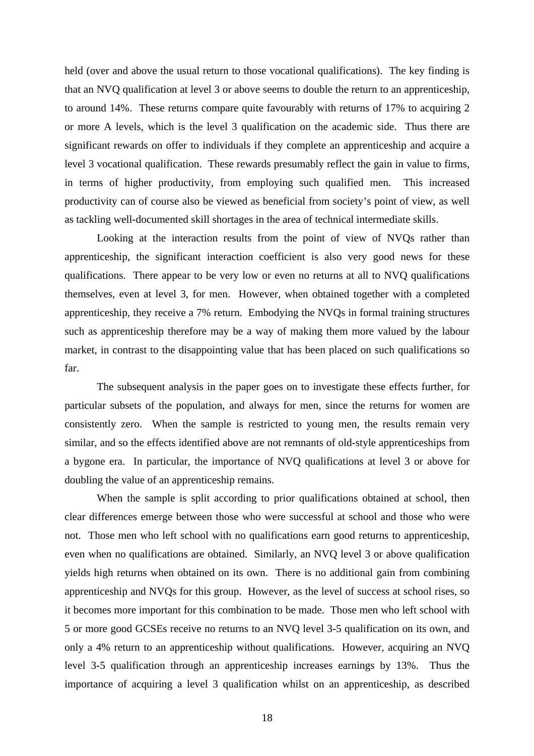held (over and above the usual return to those vocational qualifications). The key finding is that an NVQ qualification at level 3 or above seems to double the return to an apprenticeship, to around 14%. These returns compare quite favourably with returns of 17% to acquiring 2 or more A levels, which is the level 3 qualification on the academic side. Thus there are significant rewards on offer to individuals if they complete an apprenticeship and acquire a level 3 vocational qualification. These rewards presumably reflect the gain in value to firms, in terms of higher productivity, from employing such qualified men. This increased productivity can of course also be viewed as beneficial from society's point of view, as well as tackling well-documented skill shortages in the area of technical intermediate skills.

Looking at the interaction results from the point of view of NVQs rather than apprenticeship, the significant interaction coefficient is also very good news for these qualifications. There appear to be very low or even no returns at all to NVQ qualifications themselves, even at level 3, for men. However, when obtained together with a completed apprenticeship, they receive a 7% return. Embodying the NVQs in formal training structures such as apprenticeship therefore may be a way of making them more valued by the labour market, in contrast to the disappointing value that has been placed on such qualifications so far.

The subsequent analysis in the paper goes on to investigate these effects further, for particular subsets of the population, and always for men, since the returns for women are consistently zero. When the sample is restricted to young men, the results remain very similar, and so the effects identified above are not remnants of old-style apprenticeships from a bygone era. In particular, the importance of NVQ qualifications at level 3 or above for doubling the value of an apprenticeship remains.

When the sample is split according to prior qualifications obtained at school, then clear differences emerge between those who were successful at school and those who were not. Those men who left school with no qualifications earn good returns to apprenticeship, even when no qualifications are obtained. Similarly, an NVQ level 3 or above qualification yields high returns when obtained on its own. There is no additional gain from combining apprenticeship and NVQs for this group. However, as the level of success at school rises, so it becomes more important for this combination to be made. Those men who left school with 5 or more good GCSEs receive no returns to an NVQ level 3-5 qualification on its own, and only a 4% return to an apprenticeship without qualifications. However, acquiring an NVQ level 3-5 qualification through an apprenticeship increases earnings by 13%. Thus the importance of acquiring a level 3 qualification whilst on an apprenticeship, as described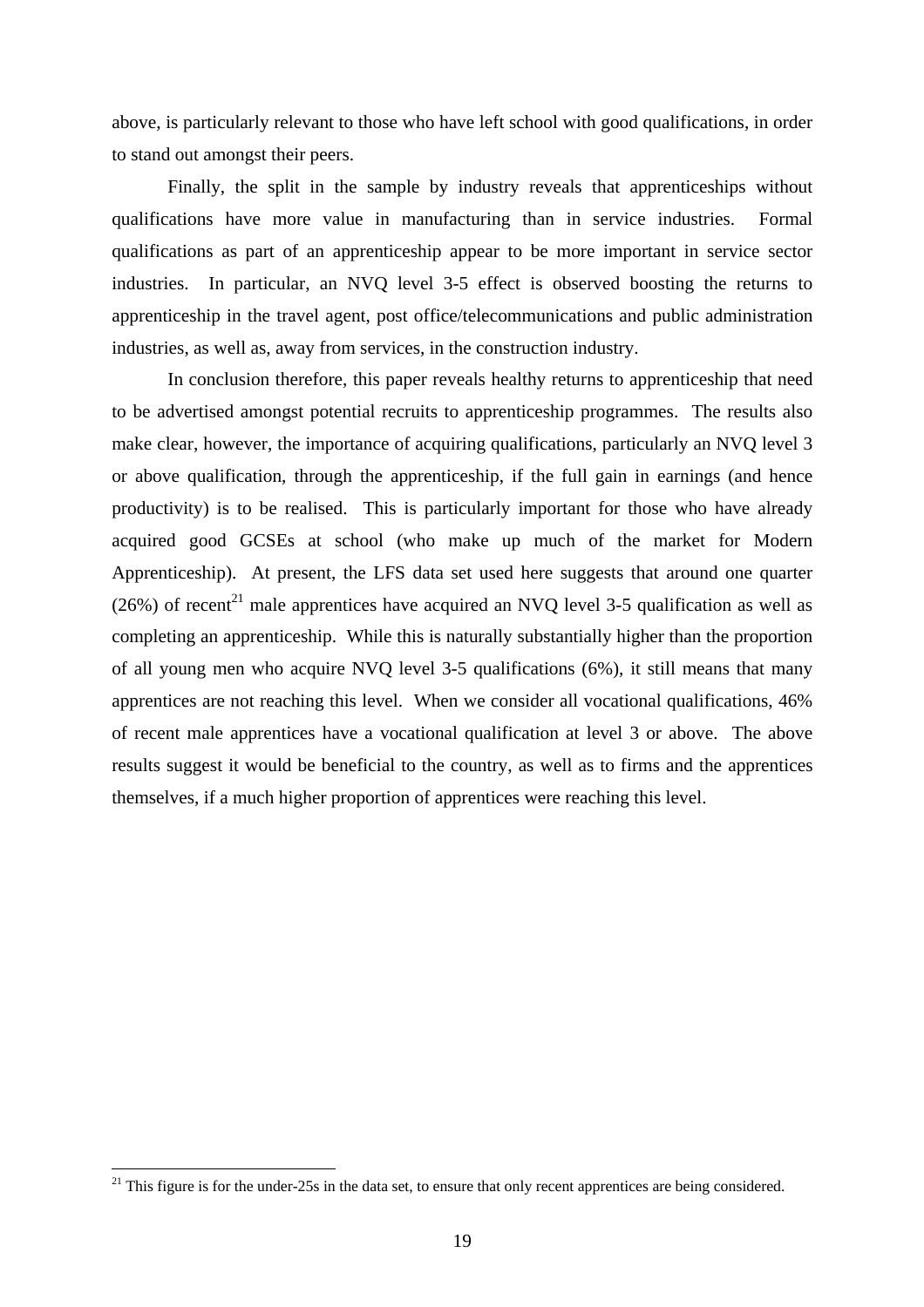above, is particularly relevant to those who have left school with good qualifications, in order to stand out amongst their peers.

Finally, the split in the sample by industry reveals that apprenticeships without qualifications have more value in manufacturing than in service industries. Formal qualifications as part of an apprenticeship appear to be more important in service sector industries. In particular, an NVQ level 3-5 effect is observed boosting the returns to apprenticeship in the travel agent, post office/telecommunications and public administration industries, as well as, away from services, in the construction industry.

In conclusion therefore, this paper reveals healthy returns to apprenticeship that need to be advertised amongst potential recruits to apprenticeship programmes. The results also make clear, however, the importance of acquiring qualifications, particularly an NVQ level 3 or above qualification, through the apprenticeship, if the full gain in earnings (and hence productivity) is to be realised. This is particularly important for those who have already acquired good GCSEs at school (who make up much of the market for Modern Apprenticeship). At present, the LFS data set used here suggests that around one quarter (26%) of recent[21] male apprentices have acquired an NVQ level 3-5 qualification as well as completing an apprenticeship. While this is naturally substantially higher than the proportion of all young men who acquire NVQ level 3-5 qualifications (6%), it still means that many apprentices are not reaching this level. When we consider all vocational qualifications, 46% of recent male apprentices have a vocational qualification at level 3 or above. The above results suggest it would be beneficial to the country, as well as to firms and the apprentices themselves, if a much higher proportion of apprentices were reaching this level.

[21] This figure is for the under-25s in the data set, to ensure that only recent apprentices are being considered.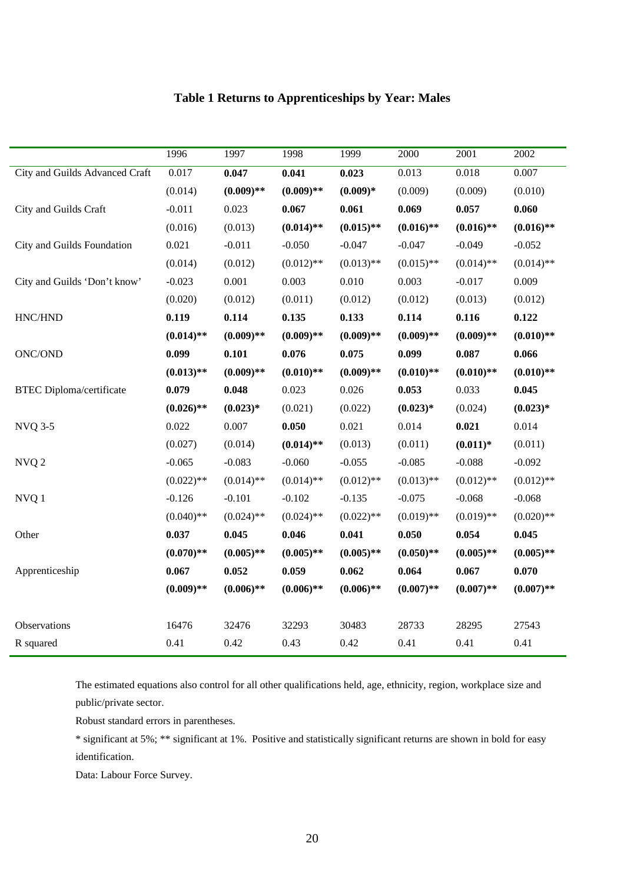**Table 1 Returns to Apprenticeships by Year: Males**

| | 1996 | 1997 | 1998 | 1999 | 2000 | 2001 | 2002 |
|---|---|---|---|---|---|---|---|
| City and Guilds Advanced Craft | 0.017 | **0.047** | **0.041** | **0.023** | 0.013 | 0.018 | 0.007 |
| | (0.014) | **(0.009)**** | **(0.009)**** | **(0.009)*** | (0.009) | (0.009) | (0.010) |
| City and Guilds Craft | -0.011 | 0.023 | **0.067** | **0.061** | **0.069** | **0.057** | **0.060** |
| | (0.016) | (0.013) | **(0.014)**** | **(0.015)**** | **(0.016)**** | **(0.016)**** | **(0.016)**** |
| City and Guilds Foundation | 0.021 | -0.011 | -0.050 | -0.047 | -0.047 | -0.049 | -0.052 |
| | (0.014) | (0.012) | (0.012)** | (0.013)** | (0.015)** | (0.014)** | (0.014)** |
| City and Guilds 'Don't know' | -0.023 | 0.001 | 0.003 | 0.010 | 0.003 | -0.017 | 0.009 |
| | (0.020) | (0.012) | (0.011) | (0.012) | (0.012) | (0.013) | (0.012) |
| HNC/HND | **0.119** | **0.114** | **0.135** | **0.133** | **0.114** | **0.116** | **0.122** |
| | **(0.014)**** | **(0.009)**** | **(0.009)**** | **(0.009)**** | **(0.009)**** | **(0.009)**** | **(0.010)**** |
| ONC/OND | **0.099** | **0.101** | **0.076** | **0.075** | **0.099** | **0.087** | **0.066** |
| | **(0.013)**** | **(0.009)**** | **(0.010)**** | **(0.009)**** | **(0.010)**** | **(0.010)**** | **(0.010)**** |
| BTEC Diploma/certificate | **0.079** | **0.048** | 0.023 | 0.026 | **0.053** | 0.033 | **0.045** |
| | **(0.026)**** | **(0.023)*** | (0.021) | (0.022) | **(0.023)*** | (0.024) | **(0.023)*** |
| NVQ 3-5 | 0.022 | 0.007 | **0.050** | 0.021 | 0.014 | **0.021** | 0.014 |
| | (0.027) | (0.014) | **(0.014)**** | (0.013) | (0.011) | **(0.011)*** | (0.011) |
| NVQ 2 | -0.065 | -0.083 | -0.060 | -0.055 | -0.085 | -0.088 | -0.092 |
| | (0.022)** | (0.014)** | (0.014)** | (0.012)** | (0.013)** | (0.012)** | (0.012)** |
| NVQ 1 | -0.126 | -0.101 | -0.102 | -0.135 | -0.075 | -0.068 | -0.068 |
| | (0.040)** | (0.024)** | (0.024)** | (0.022)** | (0.019)** | (0.019)** | (0.020)** |
| Other | **0.037** | **0.045** | **0.046** | **0.041** | **0.050** | **0.054** | **0.045** |
| | **(0.070)**** | **(0.005)**** | **(0.005)**** | **(0.005)**** | **(0.050)**** | **(0.005)**** | **(0.005)**** |
| Apprenticeship | **0.067** | **0.052** | **0.059** | **0.062** | **0.064** | **0.067** | **0.070** |
| | **(0.009)**** | **(0.006)**** | **(0.006)**** | **(0.006)**** | **(0.007)**** | **(0.007)**** | **(0.007)**** |
| | | | | | | | |
| Observations | 16476 | 32476 | 32293 | 30483 | 28733 | 28295 | 27543 |
| R squared | 0.41 | 0.42 | 0.43 | 0.42 | 0.41 | 0.41 | 0.41 |

The estimated equations also control for all other qualifications held, age, ethnicity, region, workplace size and public/private sector.

Robust standard errors in parentheses.

* significant at 5%; ** significant at 1%. Positive and statistically significant returns are shown in bold for easy identification.

Data: Labour Force Survey.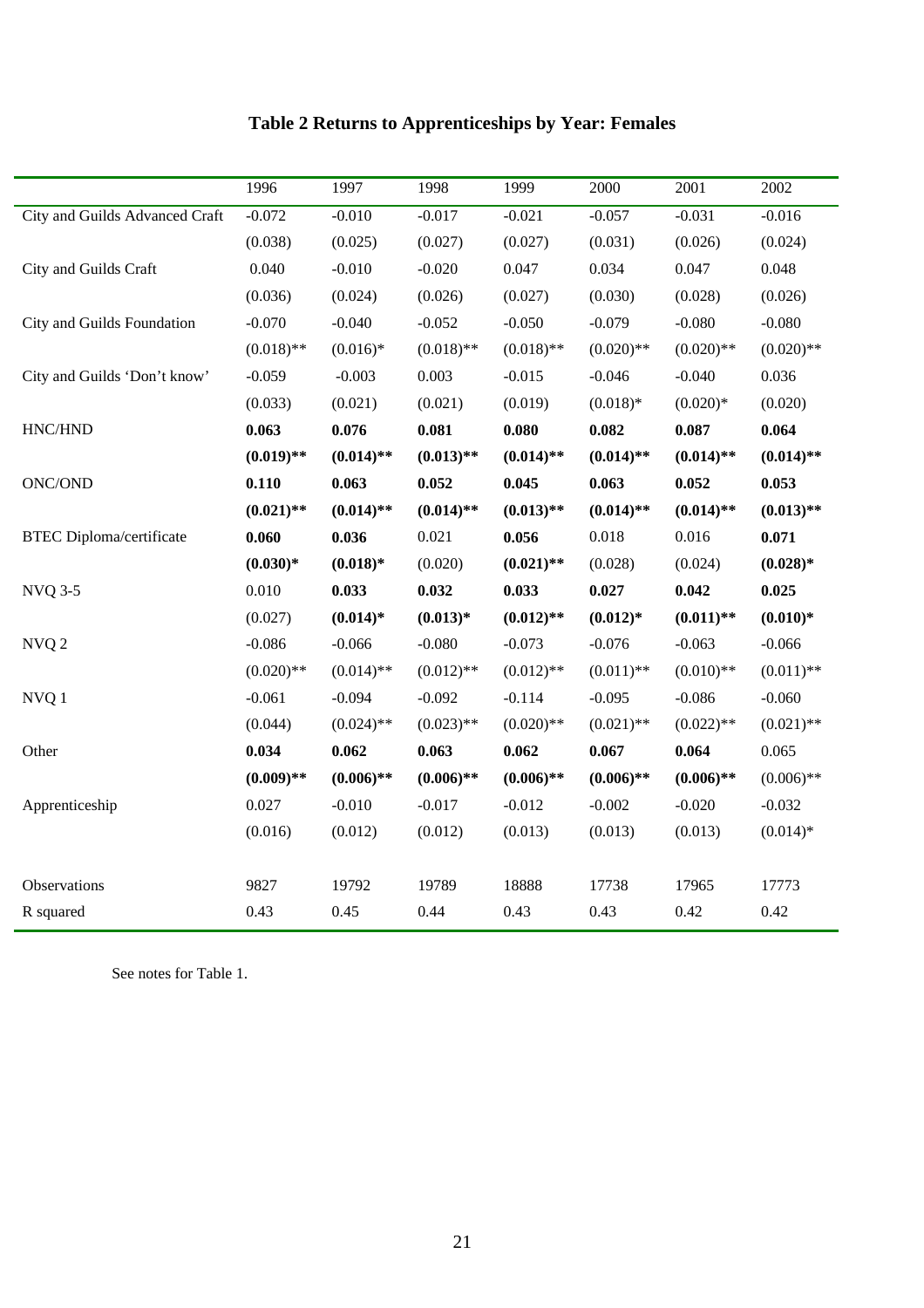# Table 2 Returns to Apprenticeships by Year: Females

| | 1996 | 1997 | 1998 | 1999 | 2000 | 2001 | 2002 |
|---|---|---|---|---|---|---|---|
| City and Guilds Advanced Craft | -0.072 | -0.010 | -0.017 | -0.021 | -0.057 | -0.031 | -0.016 |
| | (0.038) | (0.025) | (0.027) | (0.027) | (0.031) | (0.026) | (0.024) |
| City and Guilds Craft | 0.040 | -0.010 | -0.020 | 0.047 | 0.034 | 0.047 | 0.048 |
| | (0.036) | (0.024) | (0.026) | (0.027) | (0.030) | (0.028) | (0.026) |
| City and Guilds Foundation | -0.070 | -0.040 | -0.052 | -0.050 | -0.079 | -0.080 | -0.080 |
| | (0.018)** | (0.016)* | (0.018)** | (0.018)** | (0.020)** | (0.020)** | (0.020)** |
| City and Guilds 'Don't know' | -0.059 | -0.003 | 0.003 | -0.015 | -0.046 | -0.040 | 0.036 |
| | (0.033) | (0.021) | (0.021) | (0.019) | (0.018)* | (0.020)* | (0.020) |
| HNC/HND | **0.063** | **0.076** | **0.081** | **0.080** | **0.082** | **0.087** | **0.064** |
| | **(0.019)**** | **(0.014)**** | **(0.013)**** | **(0.014)**** | **(0.014)**** | **(0.014)**** | **(0.014)**** |
| ONC/OND | **0.110** | **0.063** | **0.052** | **0.045** | **0.063** | **0.052** | **0.053** |
| | **(0.021)**** | **(0.014)**** | **(0.014)**** | **(0.013)**** | **(0.014)**** | **(0.014)**** | **(0.013)**** |
| BTEC Diploma/certificate | **0.060** | **0.036** | 0.021 | **0.056** | 0.018 | 0.016 | **0.071** |
| | **(0.030)*** | **(0.018)*** | (0.020) | **(0.021)**** | (0.028) | (0.024) | **(0.028)*** |
| NVQ 3-5 | 0.010 | **0.033** | **0.032** | **0.033** | **0.027** | **0.042** | **0.025** |
| | (0.027) | **(0.014)*** | **(0.013)*** | **(0.012)**** | **(0.012)*** | **(0.011)**** | **(0.010)*** |
| NVQ 2 | -0.086 | -0.066 | -0.080 | -0.073 | -0.076 | -0.063 | -0.066 |
| | (0.020)** | (0.014)** | (0.012)** | (0.012)** | (0.011)** | (0.010)** | (0.011)** |
| NVQ 1 | -0.061 | -0.094 | -0.092 | -0.114 | -0.095 | -0.086 | -0.060 |
| | (0.044) | (0.024)** | (0.023)** | (0.020)** | (0.021)** | (0.022)** | (0.021)** |
| Other | **0.034** | **0.062** | **0.063** | **0.062** | **0.067** | **0.064** | 0.065 |
| | **(0.009)**** | **(0.006)**** | **(0.006)**** | **(0.006)**** | **(0.006)**** | **(0.006)**** | (0.006)** |
| Apprenticeship | 0.027 | -0.010 | -0.017 | -0.012 | -0.002 | -0.020 | -0.032 |
| | (0.016) | (0.012) | (0.012) | (0.013) | (0.013) | (0.013) | (0.014)* |
| Observations | 9827 | 19792 | 19789 | 18888 | 17738 | 17965 | 17773 |
| R squared | 0.43 | 0.45 | 0.44 | 0.43 | 0.43 | 0.42 | 0.42 |

See notes for Table 1.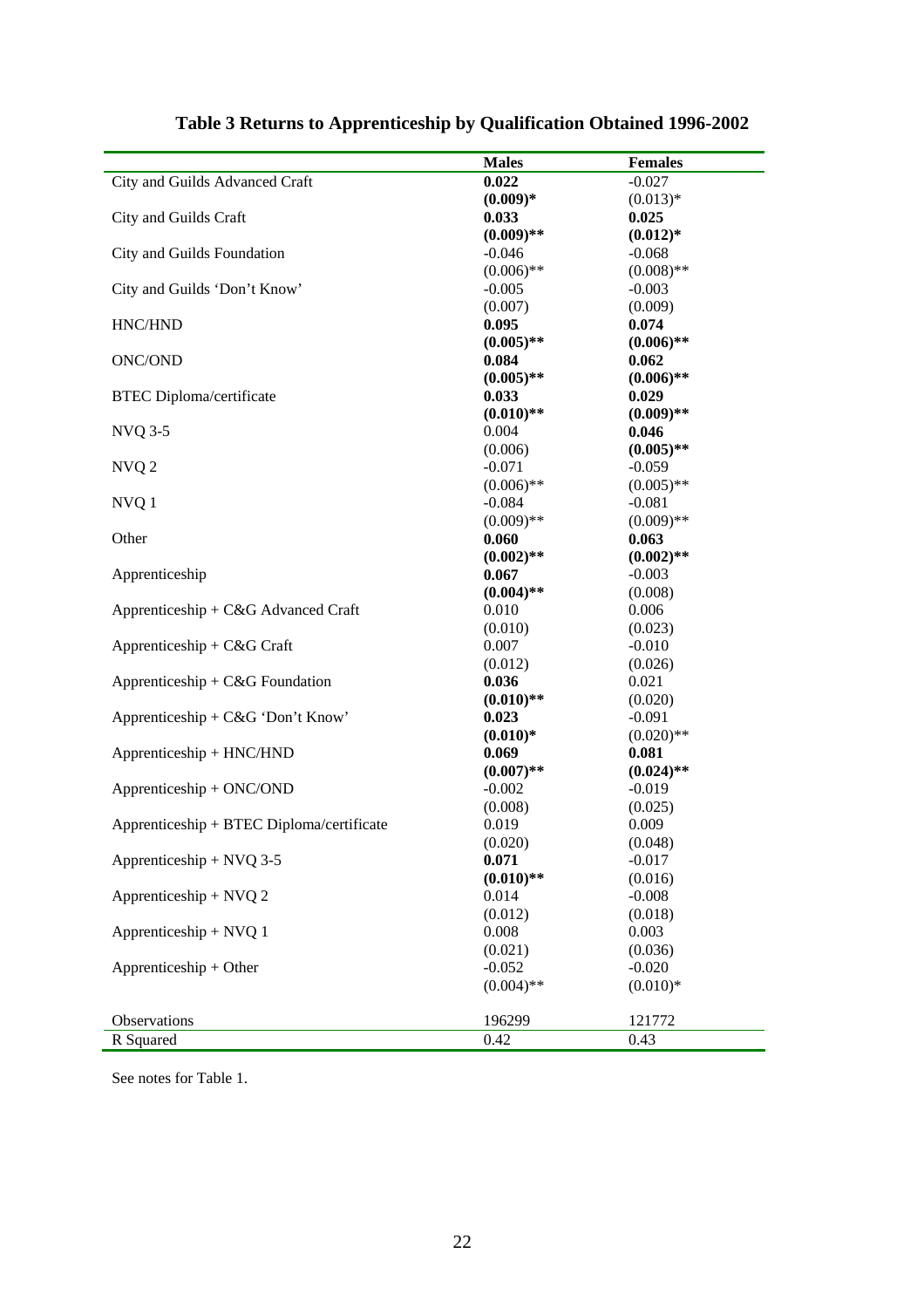# Table 3 Returns to Apprenticeship by Qualification Obtained 1996-2002

| | Males | Females |
|---|---|---|
| City and Guilds Advanced Craft | **0.022** | -0.027 |
| | **(0.009)*** | (0.013)* |
| City and Guilds Craft | **0.033** | **0.025** |
| | **(0.009)**** | **(0.012)*** |
| City and Guilds Foundation | -0.046 | -0.068 |
| | (0.006)** | (0.008)** |
| City and Guilds 'Don't Know' | -0.005 | -0.003 |
| | (0.007) | (0.009) |
| HNC/HND | **0.095** | **0.074** |
| | **(0.005)**** | **(0.006)**** |
| ONC/OND | **0.084** | **0.062** |
| | **(0.005)**** | **(0.006)**** |
| BTEC Diploma/certificate | **0.033** | **0.029** |
| | **(0.010)**** | **(0.009)**** |
| NVQ 3-5 | 0.004 | **0.046** |
| | (0.006) | **(0.005)**** |
| NVQ 2 | -0.071 | -0.059 |
| | (0.006)** | (0.005)** |
| NVQ 1 | -0.084 | -0.081 |
| | (0.009)** | (0.009)** |
| Other | **0.060** | **0.063** |
| | **(0.002)**** | **(0.002)**** |
| Apprenticeship | **0.067** | -0.003 |
| | **(0.004)**** | (0.008) |
| Apprenticeship + C&G Advanced Craft | 0.010 | 0.006 |
| | (0.010) | (0.023) |
| Apprenticeship + C&G Craft | 0.007 | -0.010 |
| | (0.012) | (0.026) |
| Apprenticeship + C&G Foundation | **0.036** | 0.021 |
| | **(0.010)**** | (0.020) |
| Apprenticeship + C&G 'Don't Know' | **0.023** | -0.091 |
| | **(0.010)*** | (0.020)** |
| Apprenticeship + HNC/HND | **0.069** | **0.081** |
| | **(0.007)**** | **(0.024)**** |
| Apprenticeship + ONC/OND | -0.002 | -0.019 |
| | (0.008) | (0.025) |
| Apprenticeship + BTEC Diploma/certificate | 0.019 | 0.009 |
| | (0.020) | (0.048) |
| Apprenticeship + NVQ 3-5 | **0.071** | -0.017 |
| | **(0.010)**** | (0.016) |
| Apprenticeship + NVQ 2 | 0.014 | -0.008 |
| | (0.012) | (0.018) |
| Apprenticeship + NVQ 1 | 0.008 | 0.003 |
| | (0.021) | (0.036) |
| Apprenticeship + Other | -0.052 | -0.020 |
| | (0.004)** | (0.010)* |
| Observations | 196299 | 121772 |
| R Squared | 0.42 | 0.43 |

See notes for Table 1.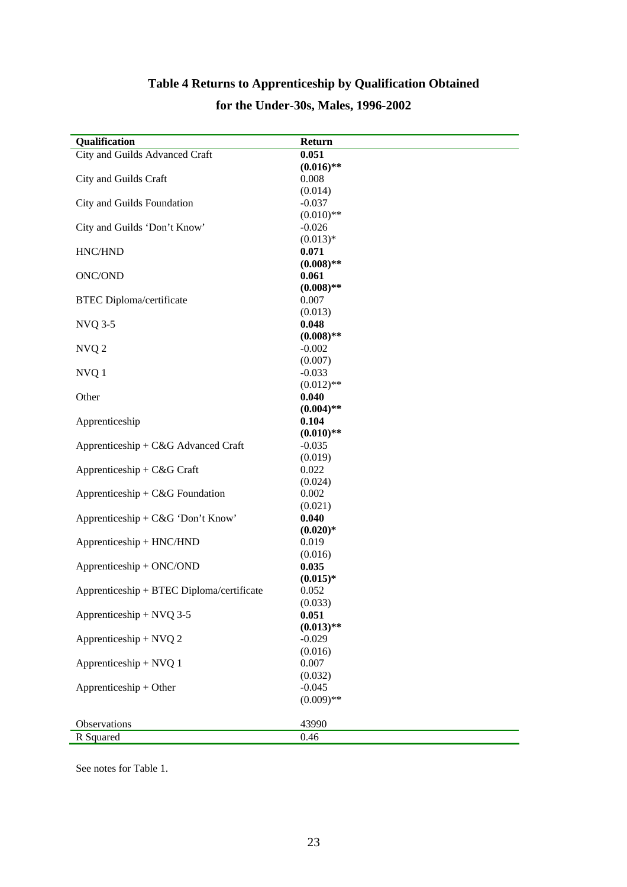# Table 4 Returns to Apprenticeship by Qualification Obtained for the Under-30s, Males, 1996-2002

| Qualification | Return |
|---|---|
| City and Guilds Advanced Craft | **0.051** |
| | **(0.016)**** |
| City and Guilds Craft | 0.008 |
| | (0.014) |
| City and Guilds Foundation | -0.037 |
| | (0.010)** |
| City and Guilds 'Don't Know' | -0.026 |
| | (0.013)* |
| HNC/HND | **0.071** |
| | **(0.008)**** |
| ONC/OND | **0.061** |
| | **(0.008)**** |
| BTEC Diploma/certificate | 0.007 |
| | (0.013) |
| NVQ 3-5 | **0.048** |
| | **(0.008)**** |
| NVQ 2 | -0.002 |
| | (0.007) |
| NVQ 1 | -0.033 |
| | (0.012)** |
| Other | **0.040** |
| | **(0.004)**** |
| Apprenticeship | **0.104** |
| | **(0.010)**** |
| Apprenticeship + C&G Advanced Craft | -0.035 |
| | (0.019) |
| Apprenticeship + C&G Craft | 0.022 |
| | (0.024) |
| Apprenticeship + C&G Foundation | 0.002 |
| | (0.021) |
| Apprenticeship + C&G 'Don't Know' | **0.040** |
| | **(0.020)*** |
| Apprenticeship + HNC/HND | 0.019 |
| | (0.016) |
| Apprenticeship + ONC/OND | **0.035** |
| | **(0.015)*** |
| Apprenticeship + BTEC Diploma/certificate | 0.052 |
| | (0.033) |
| Apprenticeship + NVQ 3-5 | **0.051** |
| | **(0.013)**** |
| Apprenticeship + NVQ 2 | -0.029 |
| | (0.016) |
| Apprenticeship + NVQ 1 | 0.007 |
| | (0.032) |
| Apprenticeship + Other | -0.045 |
| | (0.009)** |
| Observations | 43990 |
| R Squared | 0.46 |

See notes for Table 1.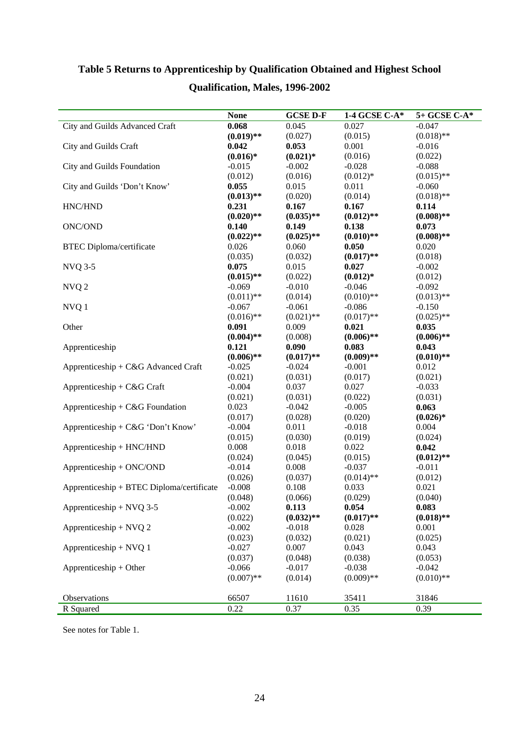# Table 5 Returns to Apprenticeship by Qualification Obtained and Highest School Qualification, Males, 1996-2002

| | None | GCSE D-F | 1-4 GCSE C-A* | 5+ GCSE C-A* |
|---|---|---|---|---|
| City and Guilds Advanced Craft | **0.068** | 0.045 | 0.027 | -0.047 |
| | **(0.019)**** | (0.027) | (0.015) | (0.018)** |
| City and Guilds Craft | **0.042** | **0.053** | 0.001 | -0.016 |
| | **(0.016)*** | **(0.021)*** | (0.016) | (0.022) |
| City and Guilds Foundation | -0.015 | -0.002 | -0.028 | -0.088 |
| | (0.012) | (0.016) | (0.012)* | (0.015)** |
| City and Guilds 'Don't Know' | **0.055** | 0.015 | 0.011 | -0.060 |
| | **(0.013)**** | (0.020) | (0.014) | (0.018)** |
| HNC/HND | **0.231** | **0.167** | **0.167** | **0.114** |
| | **(0.020)**** | **(0.035)**** | **(0.012)**** | **(0.008)**** |
| ONC/OND | **0.140** | **0.149** | **0.138** | **0.073** |
| | **(0.022)**** | **(0.025)**** | **(0.010)**** | **(0.008)**** |
| BTEC Diploma/certificate | 0.026 | 0.060 | **0.050** | 0.020 |
| | (0.035) | (0.032) | **(0.017)**** | (0.018) |
| NVQ 3-5 | **0.075** | 0.015 | **0.027** | -0.002 |
| | **(0.015)**** | (0.022) | **(0.012)*** | (0.012) |
| NVQ 2 | -0.069 | -0.010 | -0.046 | -0.092 |
| | (0.011)** | (0.014) | (0.010)** | (0.013)** |
| NVQ 1 | -0.067 | -0.061 | -0.086 | -0.150 |
| | (0.016)** | (0.021)** | (0.017)** | (0.025)** |
| Other | **0.091** | 0.009 | **0.021** | **0.035** |
| | **(0.004)**** | (0.008) | **(0.006)**** | **(0.006)**** |
| Apprenticeship | **0.121** | **0.090** | **0.083** | **0.043** |
| | **(0.006)**** | **(0.017)**** | **(0.009)**** | **(0.010)**** |
| Apprenticeship + C&G Advanced Craft | -0.025 | -0.024 | -0.001 | 0.012 |
| | (0.021) | (0.031) | (0.017) | (0.021) |
| Apprenticeship + C&G Craft | -0.004 | 0.037 | 0.027 | -0.033 |
| | (0.021) | (0.031) | (0.022) | (0.031) |
| Apprenticeship + C&G Foundation | 0.023 | -0.042 | -0.005 | **0.063** |
| | (0.017) | (0.028) | (0.020) | **(0.026)*** |
| Apprenticeship + C&G 'Don't Know' | -0.004 | 0.011 | -0.018 | 0.004 |
| | (0.015) | (0.030) | (0.019) | (0.024) |
| Apprenticeship + HNC/HND | 0.008 | 0.018 | 0.022 | **0.042** |
| | (0.024) | (0.045) | (0.015) | **(0.012)**** |
| Apprenticeship + ONC/OND | -0.014 | 0.008 | -0.037 | -0.011 |
| | (0.026) | (0.037) | (0.014)** | (0.012) |
| Apprenticeship + BTEC Diploma/certificate | -0.008 | 0.108 | 0.033 | 0.021 |
| | (0.048) | (0.066) | (0.029) | (0.040) |
| Apprenticeship + NVQ 3-5 | -0.002 | **0.113** | **0.054** | **0.083** |
| | (0.022) | **(0.032)**** | **(0.017)**** | **(0.018)**** |
| Apprenticeship + NVQ 2 | -0.002 | -0.018 | 0.028 | 0.001 |
| | (0.023) | (0.032) | (0.021) | (0.025) |
| Apprenticeship + NVQ 1 | -0.027 | 0.007 | 0.043 | 0.043 |
| | (0.037) | (0.048) | (0.038) | (0.053) |
| Apprenticeship + Other | -0.066 | -0.017 | -0.038 | -0.042 |
| | (0.007)** | (0.014) | (0.009)** | (0.010)** |
| Observations | 66507 | 11610 | 35411 | 31846 |
| R Squared | 0.22 | 0.37 | 0.35 | 0.39 |

See notes for Table 1.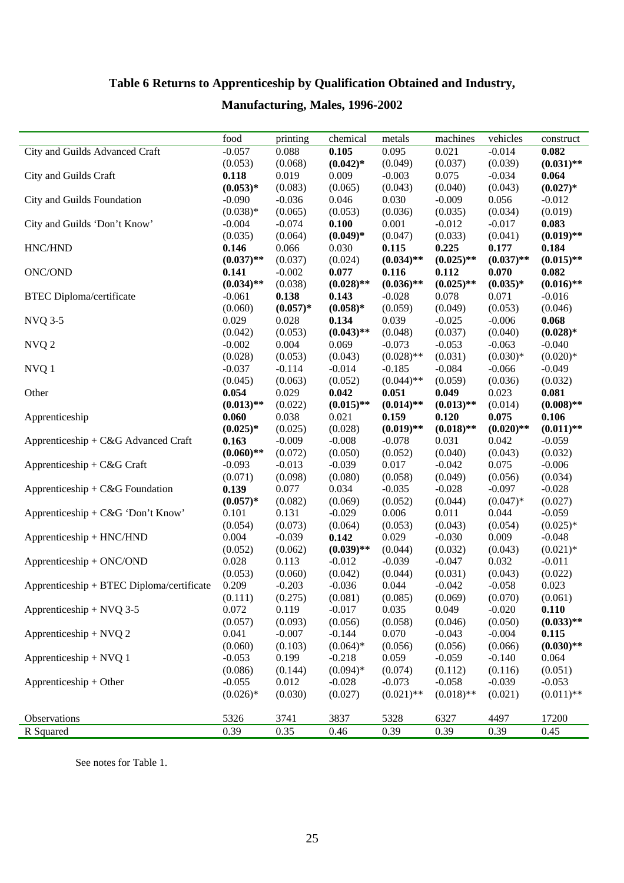# Table 6 Returns to Apprenticeship by Qualification Obtained and Industry, Manufacturing, Males, 1996-2002

| | food | printing | chemical | metals | machines | vehicles | construct |
|---|---|---|---|---|---|---|---|
| City and Guilds Advanced Craft | -0.057 | 0.088 | **0.105** | 0.095 | 0.021 | -0.014 | **0.082** |
| | (0.053) | (0.068) | **(0.042)*** | (0.049) | (0.037) | (0.039) | **(0.031)**** |
| City and Guilds Craft | **0.118** | 0.019 | 0.009 | -0.003 | 0.075 | -0.034 | **0.064** |
| | **(0.053)*** | (0.083) | (0.065) | (0.043) | (0.040) | (0.043) | **(0.027)*** |
| City and Guilds Foundation | -0.090 | -0.036 | 0.046 | 0.030 | -0.009 | 0.056 | -0.012 |
| | (0.038)* | (0.065) | (0.053) | (0.036) | (0.035) | (0.034) | (0.019) |
| City and Guilds 'Don't Know' | -0.004 | -0.074 | **0.100** | 0.001 | -0.012 | -0.017 | **0.083** |
| | (0.035) | (0.064) | **(0.049)*** | (0.047) | (0.033) | (0.041) | **(0.019)**** |
| HNC/HND | **0.146** | 0.066 | 0.030 | **0.115** | **0.225** | **0.177** | **0.184** |
| | **(0.037)**** | (0.037) | (0.024) | **(0.034)**** | **(0.025)**** | **(0.037)**** | **(0.015)**** |
| ONC/OND | **0.141** | -0.002 | **0.077** | **0.116** | **0.112** | **0.070** | **0.082** |
| | **(0.034)**** | (0.038) | **(0.028)**** | **(0.036)**** | **(0.025)**** | **(0.035)*** | **(0.016)**** |
| BTEC Diploma/certificate | -0.061 | **0.138** | **0.143** | -0.028 | 0.078 | 0.071 | -0.016 |
| | (0.060) | **(0.057)*** | **(0.058)*** | (0.059) | (0.049) | (0.053) | (0.046) |
| NVQ 3-5 | 0.029 | 0.028 | **0.134** | 0.039 | -0.025 | -0.006 | **0.068** |
| | (0.042) | (0.053) | **(0.043)**** | (0.048) | (0.037) | (0.040) | **(0.028)*** |
| NVQ 2 | -0.002 | 0.004 | 0.069 | -0.073 | -0.053 | -0.063 | -0.040 |
| | (0.028) | (0.053) | (0.043) | (0.028)** | (0.031) | (0.030)* | (0.020)* |
| NVQ 1 | -0.037 | -0.114 | -0.014 | -0.185 | -0.084 | -0.066 | -0.049 |
| | (0.045) | (0.063) | (0.052) | (0.044)** | (0.059) | (0.036) | (0.032) |
| Other | **0.054** | 0.029 | **0.042** | **0.051** | **0.049** | 0.023 | **0.081** |
| | **(0.013)**** | (0.022) | **(0.015)**** | **(0.014)**** | **(0.013)**** | (0.014) | **(0.008)**** |
| Apprenticeship | **0.060** | 0.038 | 0.021 | **0.159** | **0.120** | **0.075** | **0.106** |
| | **(0.025)*** | (0.025) | (0.028) | **(0.019)**** | **(0.018)**** | **(0.020)**** | **(0.011)**** |
| Apprenticeship + C&G Advanced Craft | **0.163** | -0.009 | -0.008 | -0.078 | 0.031 | 0.042 | -0.059 |
| | **(0.060)**** | (0.072) | (0.050) | (0.052) | (0.040) | (0.043) | (0.032) |
| Apprenticeship + C&G Craft | -0.093 | -0.013 | -0.039 | 0.017 | -0.042 | 0.075 | -0.006 |
| | (0.071) | (0.098) | (0.080) | (0.058) | (0.049) | (0.056) | (0.034) |
| Apprenticeship + C&G Foundation | **0.139** | 0.077 | 0.034 | -0.035 | -0.028 | -0.097 | -0.028 |
| | **(0.057)*** | (0.082) | (0.069) | (0.052) | (0.044) | (0.047)* | (0.027) |
| Apprenticeship + C&G 'Don't Know' | 0.101 | 0.131 | -0.029 | 0.006 | 0.011 | 0.044 | -0.059 |
| | (0.054) | (0.073) | (0.064) | (0.053) | (0.043) | (0.054) | (0.025)* |
| Apprenticeship + HNC/HND | 0.004 | -0.039 | **0.142** | 0.029 | -0.030 | 0.009 | -0.048 |
| | (0.052) | (0.062) | **(0.039)**** | (0.044) | (0.032) | (0.043) | (0.021)* |
| Apprenticeship + ONC/OND | 0.028 | 0.113 | -0.012 | -0.039 | -0.047 | 0.032 | -0.011 |
| | (0.053) | (0.060) | (0.042) | (0.044) | (0.031) | (0.043) | (0.022) |
| Apprenticeship + BTEC Diploma/certificate | 0.209 | -0.203 | -0.036 | 0.044 | -0.042 | -0.058 | 0.023 |
| | (0.111) | (0.275) | (0.081) | (0.085) | (0.069) | (0.070) | (0.061) |
| Apprenticeship + NVQ 3-5 | 0.072 | 0.119 | -0.017 | 0.035 | 0.049 | -0.020 | **0.110** |
| | (0.057) | (0.093) | (0.056) | (0.058) | (0.046) | (0.050) | **(0.033)**** |
| Apprenticeship + NVQ 2 | 0.041 | -0.007 | -0.144 | 0.070 | -0.043 | -0.004 | **0.115** |
| | (0.060) | (0.103) | (0.064)* | (0.056) | (0.056) | (0.066) | **(0.030)**** |
| Apprenticeship + NVQ 1 | -0.053 | 0.199 | -0.218 | 0.059 | -0.059 | -0.140 | 0.064 |
| | (0.086) | (0.144) | (0.094)* | (0.074) | (0.112) | (0.116) | (0.051) |
| Apprenticeship + Other | -0.055 | 0.012 | -0.028 | -0.073 | -0.058 | -0.039 | -0.053 |
| | (0.026)* | (0.030) | (0.027) | (0.021)** | (0.018)** | (0.021) | (0.011)** |
| Observations | 5326 | 3741 | 3837 | 5328 | 6327 | 4497 | 17200 |
| R Squared | 0.39 | 0.35 | 0.46 | 0.39 | 0.39 | 0.39 | 0.45 |

See notes for Table 1.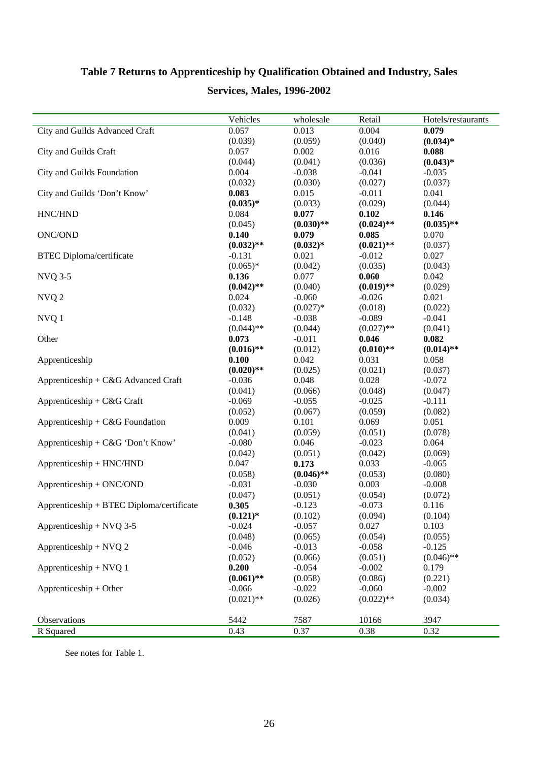# Table 7 Returns to Apprenticeship by Qualification Obtained and Industry, Sales Services, Males, 1996-2002

| | Vehicles | wholesale | Retail | Hotels/restaurants |
|---|---|---|---|---|
| City and Guilds Advanced Craft | 0.057 | 0.013 | 0.004 | **0.079** |
| | (0.039) | (0.059) | (0.040) | **(0.034)*** |
| City and Guilds Craft | 0.057 | 0.002 | 0.016 | **0.088** |
| | (0.044) | (0.041) | (0.036) | **(0.043)*** |
| City and Guilds Foundation | 0.004 | -0.038 | -0.041 | -0.035 |
| | (0.032) | (0.030) | (0.027) | (0.037) |
| City and Guilds 'Don't Know' | **0.083** | 0.015 | -0.011 | 0.041 |
| | **(0.035)*** | (0.033) | (0.029) | (0.044) |
| HNC/HND | 0.084 | **0.077** | **0.102** | **0.146** |
| | (0.045) | **(0.030)**** | **(0.024)**** | **(0.035)**** |
| ONC/OND | **0.140** | **0.079** | **0.085** | 0.070 |
| | **(0.032)**** | **(0.032)*** | **(0.021)**** | (0.037) |
| BTEC Diploma/certificate | -0.131 | 0.021 | -0.012 | 0.027 |
| | (0.065)* | (0.042) | (0.035) | (0.043) |
| NVQ 3-5 | **0.136** | 0.077 | **0.060** | 0.042 |
| | **(0.042)**** | (0.040) | **(0.019)**** | (0.029) |
| NVQ 2 | 0.024 | -0.060 | -0.026 | 0.021 |
| | (0.032) | (0.027)* | (0.018) | (0.022) |
| NVQ 1 | -0.148 | -0.038 | -0.089 | -0.041 |
| | (0.044)** | (0.044) | (0.027)** | (0.041) |
| Other | **0.073** | -0.011 | **0.046** | **0.082** |
| | **(0.016)**** | (0.012) | **(0.010)**** | **(0.014)**** |
| Apprenticeship | **0.100** | 0.042 | 0.031 | 0.058 |
| | **(0.020)**** | (0.025) | (0.021) | (0.037) |
| Apprenticeship + C&G Advanced Craft | -0.036 | 0.048 | 0.028 | -0.072 |
| | (0.041) | (0.066) | (0.048) | (0.047) |
| Apprenticeship + C&G Craft | -0.069 | -0.055 | -0.025 | -0.111 |
| | (0.052) | (0.067) | (0.059) | (0.082) |
| Apprenticeship + C&G Foundation | 0.009 | 0.101 | 0.069 | 0.051 |
| | (0.041) | (0.059) | (0.051) | (0.078) |
| Apprenticeship + C&G 'Don't Know' | -0.080 | 0.046 | -0.023 | 0.064 |
| | (0.042) | (0.051) | (0.042) | (0.069) |
| Apprenticeship + HNC/HND | 0.047 | **0.173** | 0.033 | -0.065 |
| | (0.058) | **(0.046)**** | (0.053) | (0.080) |
| Apprenticeship + ONC/OND | -0.031 | -0.030 | 0.003 | -0.008 |
| | (0.047) | (0.051) | (0.054) | (0.072) |
| Apprenticeship + BTEC Diploma/certificate | **0.305** | -0.123 | -0.073 | 0.116 |
| | **(0.121)*** | (0.102) | (0.094) | (0.104) |
| Apprenticeship + NVQ 3-5 | -0.024 | -0.057 | 0.027 | 0.103 |
| | (0.048) | (0.065) | (0.054) | (0.055) |
| Apprenticeship + NVQ 2 | -0.046 | -0.013 | -0.058 | -0.125 |
| | (0.052) | (0.066) | (0.051) | (0.046)** |
| Apprenticeship + NVQ 1 | **0.200** | -0.054 | -0.002 | 0.179 |
| | **(0.061)**** | (0.058) | (0.086) | (0.221) |
| Apprenticeship + Other | -0.066 | -0.022 | -0.060 | -0.002 |
| | (0.021)** | (0.026) | (0.022)** | (0.034) |
| Observations | 5442 | 7587 | 10166 | 3947 |
| R Squared | 0.43 | 0.37 | 0.38 | 0.32 |

See notes for Table 1.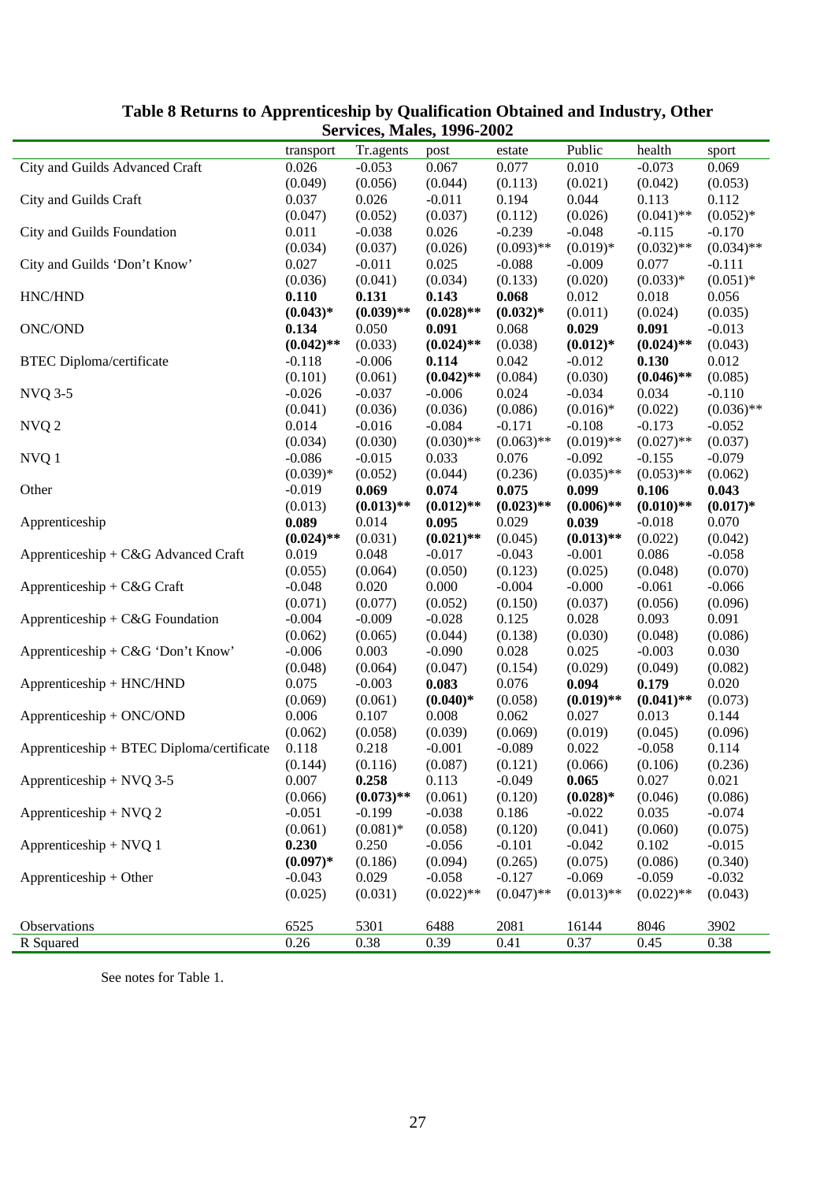**Table 8 Returns to Apprenticeship by Qualification Obtained and Industry, Other Services, Males, 1996-2002**

| | transport | Tr.agents | post | estate | Public | health | sport |
|---|---|---|---|---|---|---|---|
| City and Guilds Advanced Craft | 0.026 | -0.053 | 0.067 | 0.077 | 0.010 | -0.073 | 0.069 |
| | (0.049) | (0.056) | (0.044) | (0.113) | (0.021) | (0.042) | (0.053) |
| City and Guilds Craft | 0.037 | 0.026 | -0.011 | 0.194 | 0.044 | 0.113 | 0.112 |
| | (0.047) | (0.052) | (0.037) | (0.112) | (0.026) | (0.041)** | (0.052)* |
| City and Guilds Foundation | 0.011 | -0.038 | 0.026 | -0.239 | -0.048 | -0.115 | -0.170 |
| | (0.034) | (0.037) | (0.026) | (0.093)** | (0.019)* | (0.032)** | (0.034)** |
| City and Guilds 'Don't Know' | 0.027 | -0.011 | 0.025 | -0.088 | -0.009 | 0.077 | -0.111 |
| | (0.036) | (0.041) | (0.034) | (0.133) | (0.020) | (0.033)* | (0.051)* |
| HNC/HND | **0.110** | **0.131** | **0.143** | **0.068** | 0.012 | 0.018 | 0.056 |
| | **(0.043)*** | **(0.039)**** | **(0.028)**** | **(0.032)*** | (0.011) | (0.024) | (0.035) |
| ONC/OND | **0.134** | 0.050 | **0.091** | 0.068 | **0.029** | **0.091** | -0.013 |
| | **(0.042)**** | (0.033) | **(0.024)**** | (0.038) | **(0.012)*** | **(0.024)**** | (0.043) |
| BTEC Diploma/certificate | -0.118 | -0.006 | **0.114** | 0.042 | -0.012 | **0.130** | 0.012 |
| | (0.101) | (0.061) | **(0.042)**** | (0.084) | (0.030) | **(0.046)**** | (0.085) |
| NVQ 3-5 | -0.026 | -0.037 | -0.006 | 0.024 | -0.034 | 0.034 | -0.110 |
| | (0.041) | (0.036) | (0.036) | (0.086) | (0.016)* | (0.022) | (0.036)** |
| NVQ 2 | 0.014 | -0.016 | -0.084 | -0.171 | -0.108 | -0.173 | -0.052 |
| | (0.034) | (0.030) | (0.030)** | (0.063)** | (0.019)** | (0.027)** | (0.037) |
| NVQ 1 | -0.086 | -0.015 | 0.033 | 0.076 | -0.092 | -0.155 | -0.079 |
| | (0.039)* | (0.052) | (0.044) | (0.236) | (0.035)** | (0.053)** | (0.062) |
| Other | -0.019 | **0.069** | **0.074** | **0.075** | **0.099** | **0.106** | **0.043** |
| | (0.013) | **(0.013)**** | **(0.012)**** | **(0.023)**** | **(0.006)**** | **(0.010)**** | **(0.017)*** |
| Apprenticeship | **0.089** | 0.014 | **0.095** | 0.029 | **0.039** | -0.018 | 0.070 |
| | **(0.024)**** | (0.031) | **(0.021)**** | (0.045) | **(0.013)**** | (0.022) | (0.042) |
| Apprenticeship + C&G Advanced Craft | 0.019 | 0.048 | -0.017 | -0.043 | -0.001 | 0.086 | -0.058 |
| | (0.055) | (0.064) | (0.050) | (0.123) | (0.025) | (0.048) | (0.070) |
| Apprenticeship + C&G Craft | -0.048 | 0.020 | 0.000 | -0.004 | -0.000 | -0.061 | -0.066 |
| | (0.071) | (0.077) | (0.052) | (0.150) | (0.037) | (0.056) | (0.096) |
| Apprenticeship + C&G Foundation | -0.004 | -0.009 | -0.028 | 0.125 | 0.028 | 0.093 | 0.091 |
| | (0.062) | (0.065) | (0.044) | (0.138) | (0.030) | (0.048) | (0.086) |
| Apprenticeship + C&G 'Don't Know' | -0.006 | 0.003 | -0.090 | 0.028 | 0.025 | -0.003 | 0.030 |
| | (0.048) | (0.064) | (0.047) | (0.154) | (0.029) | (0.049) | (0.082) |
| Apprenticeship + HNC/HND | 0.075 | -0.003 | **0.083** | 0.076 | **0.094** | **0.179** | 0.020 |
| | (0.069) | (0.061) | **(0.040)*** | (0.058) | **(0.019)**** | **(0.041)**** | (0.073) |
| Apprenticeship + ONC/OND | 0.006 | 0.107 | 0.008 | 0.062 | 0.027 | 0.013 | 0.144 |
| | (0.062) | (0.058) | (0.039) | (0.069) | (0.019) | (0.045) | (0.096) |
| Apprenticeship + BTEC Diploma/certificate | 0.118 | 0.218 | -0.001 | -0.089 | 0.022 | -0.058 | 0.114 |
| | (0.144) | (0.116) | (0.087) | (0.121) | (0.066) | (0.106) | (0.236) |
| Apprenticeship + NVQ 3-5 | 0.007 | **0.258** | 0.113 | -0.049 | **0.065** | 0.027 | 0.021 |
| | (0.066) | **(0.073)**** | (0.061) | (0.120) | **(0.028)*** | (0.046) | (0.086) |
| Apprenticeship + NVQ 2 | -0.051 | -0.199 | -0.038 | 0.186 | -0.022 | 0.035 | -0.074 |
| | (0.061) | (0.081)* | (0.058) | (0.120) | (0.041) | (0.060) | (0.075) |
| Apprenticeship + NVQ 1 | **0.230** | 0.250 | -0.056 | -0.101 | -0.042 | 0.102 | -0.015 |
| | **(0.097)*** | (0.186) | (0.094) | (0.265) | (0.075) | (0.086) | (0.340) |
| Apprenticeship + Other | -0.043 | 0.029 | -0.058 | -0.127 | -0.069 | -0.059 | -0.032 |
| | (0.025) | (0.031) | (0.022)** | (0.047)** | (0.013)** | (0.022)** | (0.043) |
| Observations | 6525 | 5301 | 6488 | 2081 | 16144 | 8046 | 3902 |
| R Squared | 0.26 | 0.38 | 0.39 | 0.41 | 0.37 | 0.45 | 0.38 |

See notes for Table 1.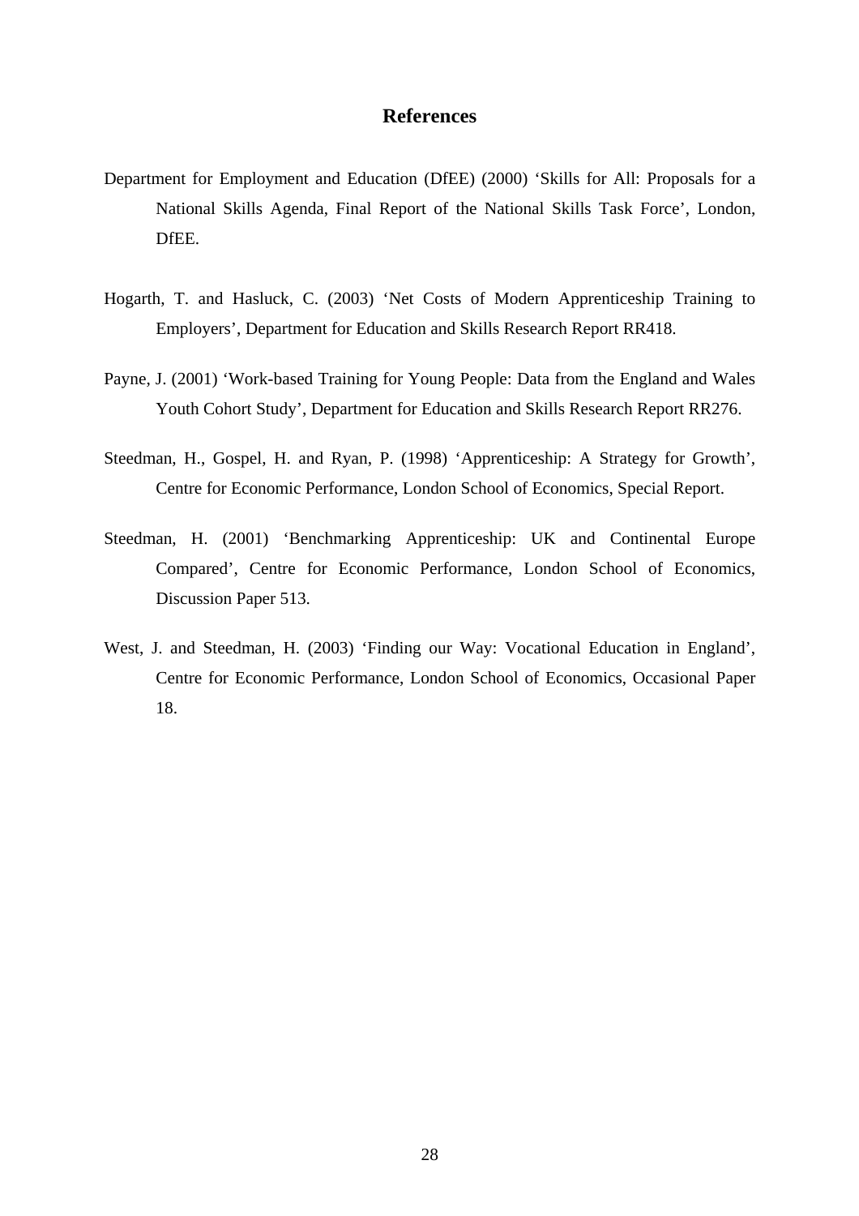# References

Department for Employment and Education (DfEE) (2000) 'Skills for All: Proposals for a National Skills Agenda, Final Report of the National Skills Task Force', London, DfEE.

Hogarth, T. and Hasluck, C. (2003) 'Net Costs of Modern Apprenticeship Training to Employers', Department for Education and Skills Research Report RR418.

Payne, J. (2001) 'Work-based Training for Young People: Data from the England and Wales Youth Cohort Study', Department for Education and Skills Research Report RR276.

Steedman, H., Gospel, H. and Ryan, P. (1998) 'Apprenticeship: A Strategy for Growth', Centre for Economic Performance, London School of Economics, Special Report.

Steedman, H. (2001) 'Benchmarking Apprenticeship: UK and Continental Europe Compared', Centre for Economic Performance, London School of Economics, Discussion Paper 513.

West, J. and Steedman, H. (2003) 'Finding our Way: Vocational Education in England', Centre for Economic Performance, London School of Economics, Occasional Paper 18.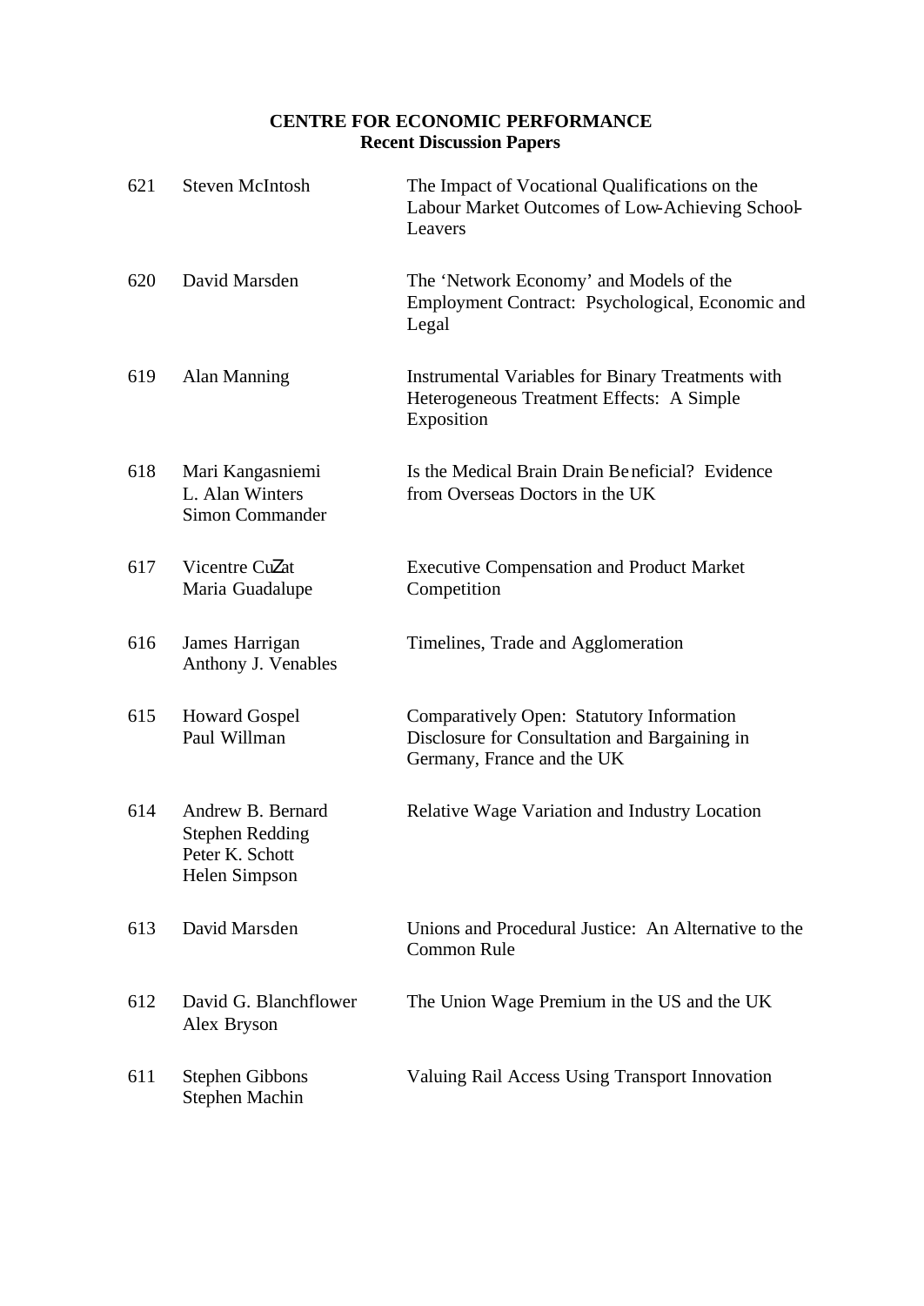**CENTRE FOR ECONOMIC PERFORMANCE**
**Recent Discussion Papers**

| | | |
|---|---|---|
| 621 | Steven McIntosh | The Impact of Vocational Qualifications on the Labour Market Outcomes of Low-Achieving School-Leavers |
| 620 | David Marsden | The 'Network Economy' and Models of the Employment Contract: Psychological, Economic and Legal |
| 619 | Alan Manning | Instrumental Variables for Binary Treatments with Heterogeneous Treatment Effects: A Simple Exposition |
| 618 | Mari Kangasniemi<br>L. Alan Winters<br>Simon Commander | Is the Medical Brain Drain Beneficial? Evidence from Overseas Doctors in the UK |
| 617 | Vicentre CuZat<br>Maria Guadalupe | Executive Compensation and Product Market Competition |
| 616 | James Harrigan<br>Anthony J. Venables | Timelines, Trade and Agglomeration |
| 615 | Howard Gospel<br>Paul Willman | Comparatively Open: Statutory Information Disclosure for Consultation and Bargaining in Germany, France and the UK |
| 614 | Andrew B. Bernard<br>Stephen Redding<br>Peter K. Schott<br>Helen Simpson | Relative Wage Variation and Industry Location |
| 613 | David Marsden | Unions and Procedural Justice: An Alternative to the Common Rule |
| 612 | David G. Blanchflower<br>Alex Bryson | The Union Wage Premium in the US and the UK |
| 611 | Stephen Gibbons<br>Stephen Machin | Valuing Rail Access Using Transport Innovation |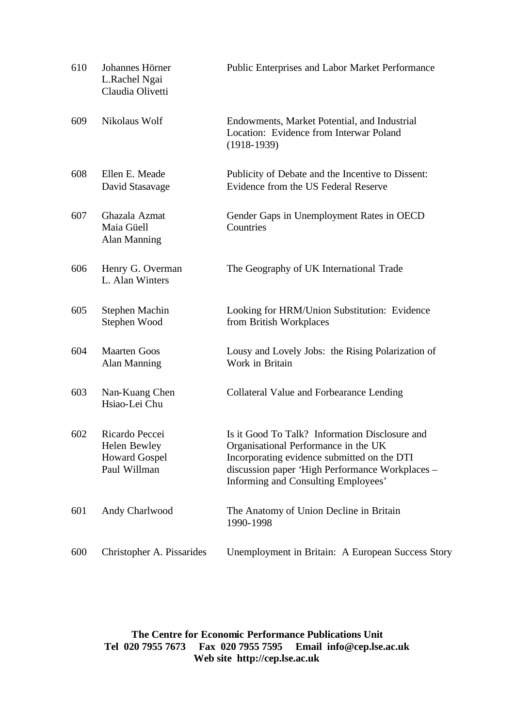| | | |
|---|---|---|
| 610 | Johannes Hörner<br>L.Rachel Ngai<br>Claudia Olivetti | Public Enterprises and Labor Market Performance |
| 609 | Nikolaus Wolf | Endowments, Market Potential, and Industrial Location: Evidence from Interwar Poland (1918-1939) |
| 608 | Ellen E. Meade<br>David Stasavage | Publicity of Debate and the Incentive to Dissent: Evidence from the US Federal Reserve |
| 607 | Ghazala Azmat<br>Maia Güell<br>Alan Manning | Gender Gaps in Unemployment Rates in OECD Countries |
| 606 | Henry G. Overman<br>L. Alan Winters | The Geography of UK International Trade |
| 605 | Stephen Machin<br>Stephen Wood | Looking for HRM/Union Substitution: Evidence from British Workplaces |
| 604 | Maarten Goos<br>Alan Manning | Lousy and Lovely Jobs: the Rising Polarization of Work in Britain |
| 603 | Nan-Kuang Chen<br>Hsiao-Lei Chu | Collateral Value and Forbearance Lending |
| 602 | Ricardo Peccei<br>Helen Bewley<br>Howard Gospel<br>Paul Willman | Is it Good To Talk? Information Disclosure and Organisational Performance in the UK Incorporating evidence submitted on the DTI discussion paper 'High Performance Workplaces – Informing and Consulting Employees' |
| 601 | Andy Charlwood | The Anatomy of Union Decline in Britain 1990-1998 |
| 600 | Christopher A. Pissarides | Unemployment in Britain: A European Success Story |

**The Centre for Economic Performance Publications Unit**
**Tel 020 7955 7673 Fax 020 7955 7595 Email info@cep.lse.ac.uk**
**Web site http://cep.lse.ac.uk**